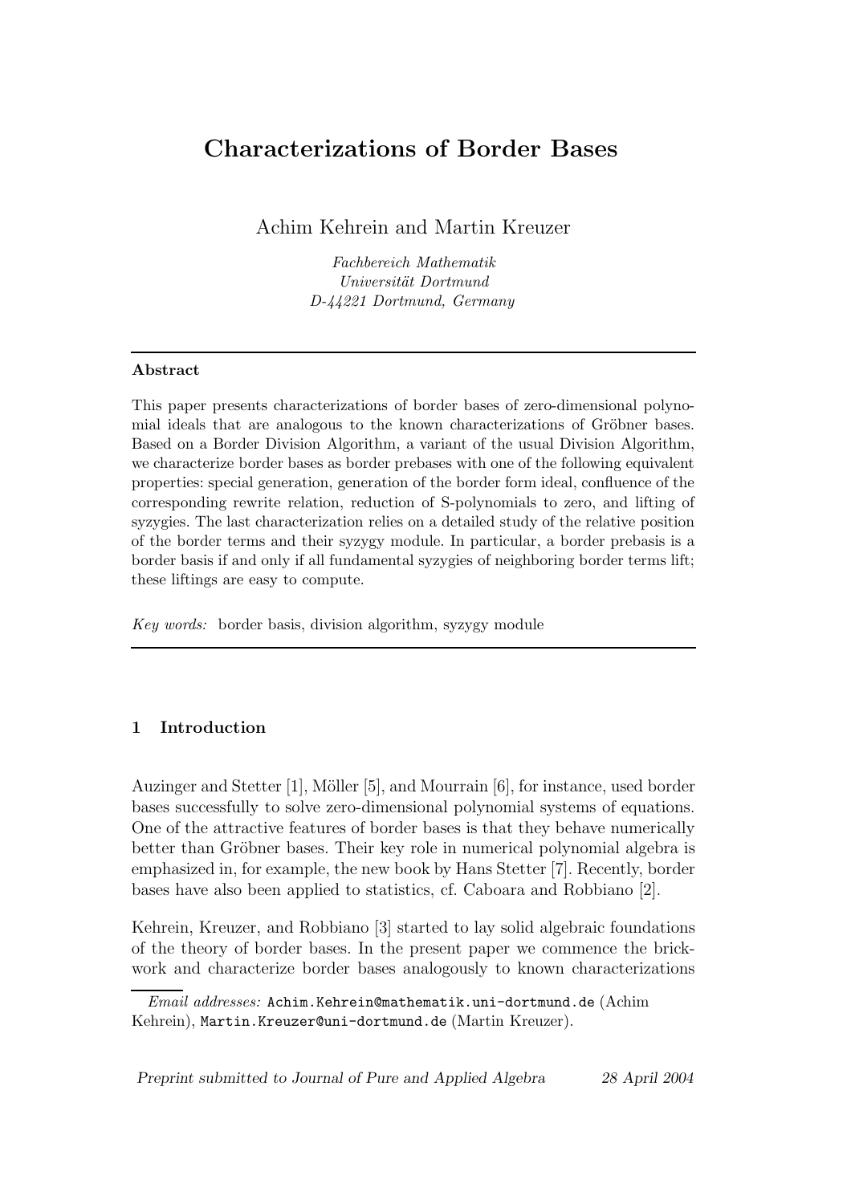# Characterizations of Border Bases

Achim Kehrein and Martin Kreuzer

*Fachbereich Mathematik*
*Universität Dortmund*
*D-44221 Dortmund, Germany*

---

**Abstract**

This paper presents characterizations of border bases of zero-dimensional polynomial ideals that are analogous to the known characterizations of Gröbner bases. Based on a Border Division Algorithm, a variant of the usual Division Algorithm, we characterize border bases as border prebases with one of the following equivalent properties: special generation, generation of the border form ideal, confluence of the corresponding rewrite relation, reduction of S-polynomials to zero, and lifting of syzygies. The last characterization relies on a detailed study of the relative position of the border terms and their syzygy module. In particular, a border prebasis is a border basis if and only if all fundamental syzygies of neighboring border terms lift; these liftings are easy to compute.

*Key words:* border basis, division algorithm, syzygy module

---

## 1 Introduction

Auzinger and Stetter [1], Möller [5], and Mourrain [6], for instance, used border bases successfully to solve zero-dimensional polynomial systems of equations. One of the attractive features of border bases is that they behave numerically better than Gröbner bases. Their key role in numerical polynomial algebra is emphasized in, for example, the new book by Hans Stetter [7]. Recently, border bases have also been applied to statistics, cf. Caboara and Robbiano [2].

Kehrein, Kreuzer, and Robbiano [3] started to lay solid algebraic foundations of the theory of border bases. In the present paper we commence the brickwork and characterize border bases analogously to known characterizations

*Email addresses:* `Achim.Kehrein@mathematik.uni-dortmund.de` (Achim Kehrein), `Martin.Kreuzer@uni-dortmund.de` (Martin Kreuzer).

*Preprint submitted to Journal of Pure and Applied Algebra 28 April 2004*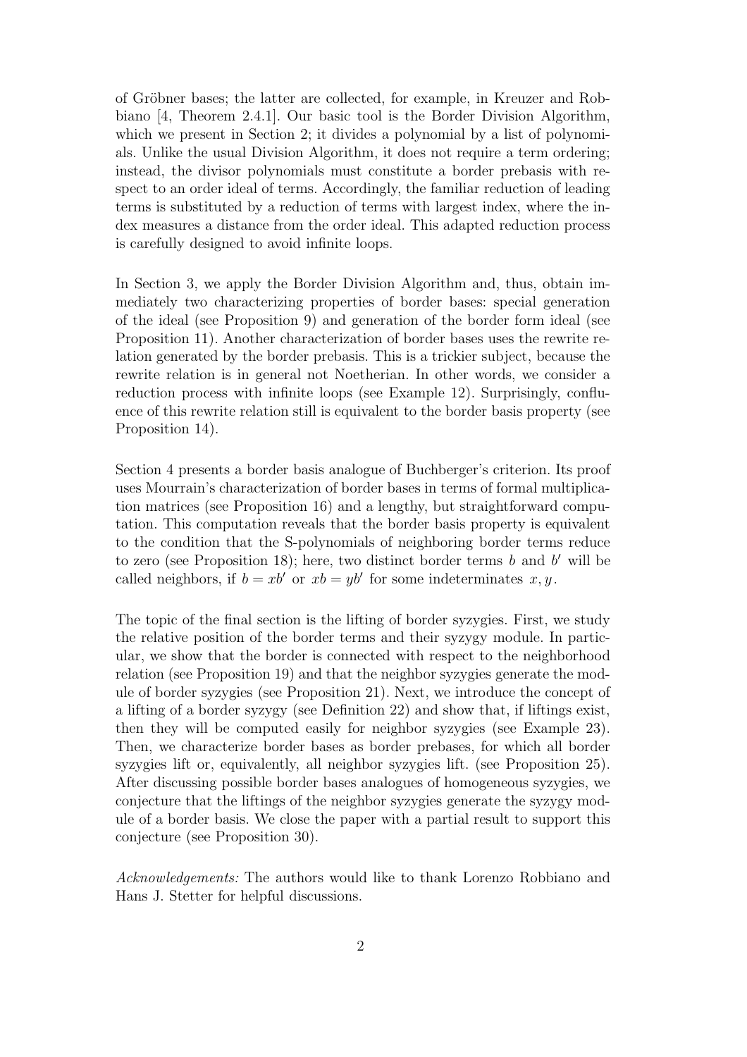of Gröbner bases; the latter are collected, for example, in Kreuzer and Robbiano [4, Theorem 2.4.1]. Our basic tool is the Border Division Algorithm, which we present in Section 2; it divides a polynomial by a list of polynomials. Unlike the usual Division Algorithm, it does not require a term ordering; instead, the divisor polynomials must constitute a border prebasis with respect to an order ideal of terms. Accordingly, the familiar reduction of leading terms is substituted by a reduction of terms with largest index, where the index measures a distance from the order ideal. This adapted reduction process is carefully designed to avoid infinite loops.

In Section 3, we apply the Border Division Algorithm and, thus, obtain immediately two characterizing properties of border bases: special generation of the ideal (see Proposition 9) and generation of the border form ideal (see Proposition 11). Another characterization of border bases uses the rewrite relation generated by the border prebasis. This is a trickier subject, because the rewrite relation is in general not Noetherian. In other words, we consider a reduction process with infinite loops (see Example 12). Surprisingly, confluence of this rewrite relation still is equivalent to the border basis property (see Proposition 14).

Section 4 presents a border basis analogue of Buchberger's criterion. Its proof uses Mourrain's characterization of border bases in terms of formal multiplication matrices (see Proposition 16) and a lengthy, but straightforward computation. This computation reveals that the border basis property is equivalent to the condition that the S-polynomials of neighboring border terms reduce to zero (see Proposition 18); here, two distinct border terms $b$ and $b'$ will be called neighbors, if $b = xb'$ or $xb = yb'$ for some indeterminates $x, y$.

The topic of the final section is the lifting of border syzygies. First, we study the relative position of the border terms and their syzygy module. In particular, we show that the border is connected with respect to the neighborhood relation (see Proposition 19) and that the neighbor syzygies generate the module of border syzygies (see Proposition 21). Next, we introduce the concept of a lifting of a border syzygy (see Definition 22) and show that, if liftings exist, then they will be computed easily for neighbor syzygies (see Example 23). Then, we characterize border bases as border prebases, for which all border syzygies lift or, equivalently, all neighbor syzygies lift. (see Proposition 25). After discussing possible border bases analogues of homogeneous syzygies, we conjecture that the liftings of the neighbor syzygies generate the syzygy module of a border basis. We close the paper with a partial result to support this conjecture (see Proposition 30).

*Acknowledgements:* The authors would like to thank Lorenzo Robbiano and Hans J. Stetter for helpful discussions.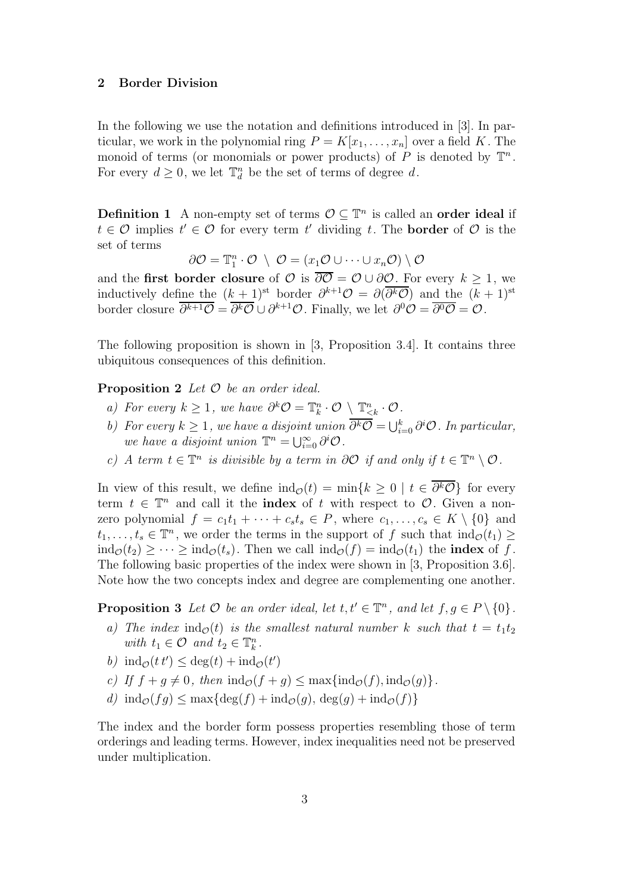## 2 Border Division

In the following we use the notation and definitions introduced in [3]. In particular, we work in the polynomial ring $P = K[x_1, \ldots, x_n]$ over a field $K$. The monoid of terms (or monomials or power products) of $P$ is denoted by $\mathbb{T}^n$. For every $d \geq 0$, we let $\mathbb{T}^n_d$ be the set of terms of degree $d$.

**Definition 1** A non-empty set of terms $\mathcal{O} \subseteq \mathbb{T}^n$ is called an **order ideal** if $t \in \mathcal{O}$ implies $t' \in \mathcal{O}$ for every term $t'$ dividing $t$. The **border** of $\mathcal{O}$ is the set of terms

$$\partial\mathcal{O} = \mathbb{T}^n_1 \cdot \mathcal{O} \setminus \mathcal{O} = (x_1\mathcal{O} \cup \cdots \cup x_n\mathcal{O}) \setminus \mathcal{O}$$

and the **first border closure** of $\mathcal{O}$ is $\overline{\partial\mathcal{O}} = \mathcal{O} \cup \partial\mathcal{O}$. For every $k \geq 1$, we inductively define the $(k+1)^{\text{st}}$ border $\partial^{k+1}\mathcal{O} = \partial(\overline{\partial^k\mathcal{O}})$ and the $(k+1)^{\text{st}}$ border closure $\overline{\partial^{k+1}\mathcal{O}} = \overline{\partial^k\mathcal{O}} \cup \partial^{k+1}\mathcal{O}$. Finally, we let $\partial^0\mathcal{O} = \overline{\partial^0\mathcal{O}} = \mathcal{O}$.

The following proposition is shown in [3, Proposition 3.4]. It contains three ubiquitous consequences of this definition.

**Proposition 2** *Let $\mathcal{O}$ be an order ideal.*

*a) For every $k \geq 1$, we have $\partial^k\mathcal{O} = \mathbb{T}^n_k \cdot \mathcal{O} \setminus \mathbb{T}^n_{<k} \cdot \mathcal{O}$.*

*b) For every $k \geq 1$, we have a disjoint union $\overline{\partial^k\mathcal{O}} = \bigcup_{i=0}^k \partial^i\mathcal{O}$. In particular, we have a disjoint union $\mathbb{T}^n = \bigcup_{i=0}^\infty \partial^i\mathcal{O}$.*

*c) A term $t \in \mathbb{T}^n$ is divisible by a term in $\partial\mathcal{O}$ if and only if $t \in \mathbb{T}^n \setminus \mathcal{O}$.*

In view of this result, we define $\operatorname{ind}_{\mathcal{O}}(t) = \min\{k \geq 0 \mid t \in \overline{\partial^k\mathcal{O}}\}$ for every term $t \in \mathbb{T}^n$ and call it the **index** of $t$ with respect to $\mathcal{O}$. Given a non-zero polynomial $f = c_1t_1 + \cdots + c_st_s \in P$, where $c_1, \ldots, c_s \in K \setminus \{0\}$ and $t_1, \ldots, t_s \in \mathbb{T}^n$, we order the terms in the support of $f$ such that $\operatorname{ind}_{\mathcal{O}}(t_1) \geq \operatorname{ind}_{\mathcal{O}}(t_2) \geq \cdots \geq \operatorname{ind}_{\mathcal{O}}(t_s)$. Then we call $\operatorname{ind}_{\mathcal{O}}(f) = \operatorname{ind}_{\mathcal{O}}(t_1)$ the **index** of $f$. The following basic properties of the index were shown in [3, Proposition 3.6]. Note how the two concepts index and degree are complementing one another.

**Proposition 3** *Let $\mathcal{O}$ be an order ideal, let $t, t' \in \mathbb{T}^n$, and let $f, g \in P \setminus \{0\}$.*

*a) The index $\operatorname{ind}_{\mathcal{O}}(t)$ is the smallest natural number $k$ such that $t = t_1t_2$ with $t_1 \in \mathcal{O}$ and $t_2 \in \mathbb{T}^n_k$.*

*b) $\operatorname{ind}_{\mathcal{O}}(t\,t') \leq \deg(t) + \operatorname{ind}_{\mathcal{O}}(t')$*

*c) If $f + g \neq 0$, then $\operatorname{ind}_{\mathcal{O}}(f+g) \leq \max\{\operatorname{ind}_{\mathcal{O}}(f), \operatorname{ind}_{\mathcal{O}}(g)\}$.*

*d) $\operatorname{ind}_{\mathcal{O}}(fg) \leq \max\{\deg(f) + \operatorname{ind}_{\mathcal{O}}(g),\, \deg(g) + \operatorname{ind}_{\mathcal{O}}(f)\}$*

The index and the border form possess properties resembling those of term orderings and leading terms. However, index inequalities need not be preserved under multiplication.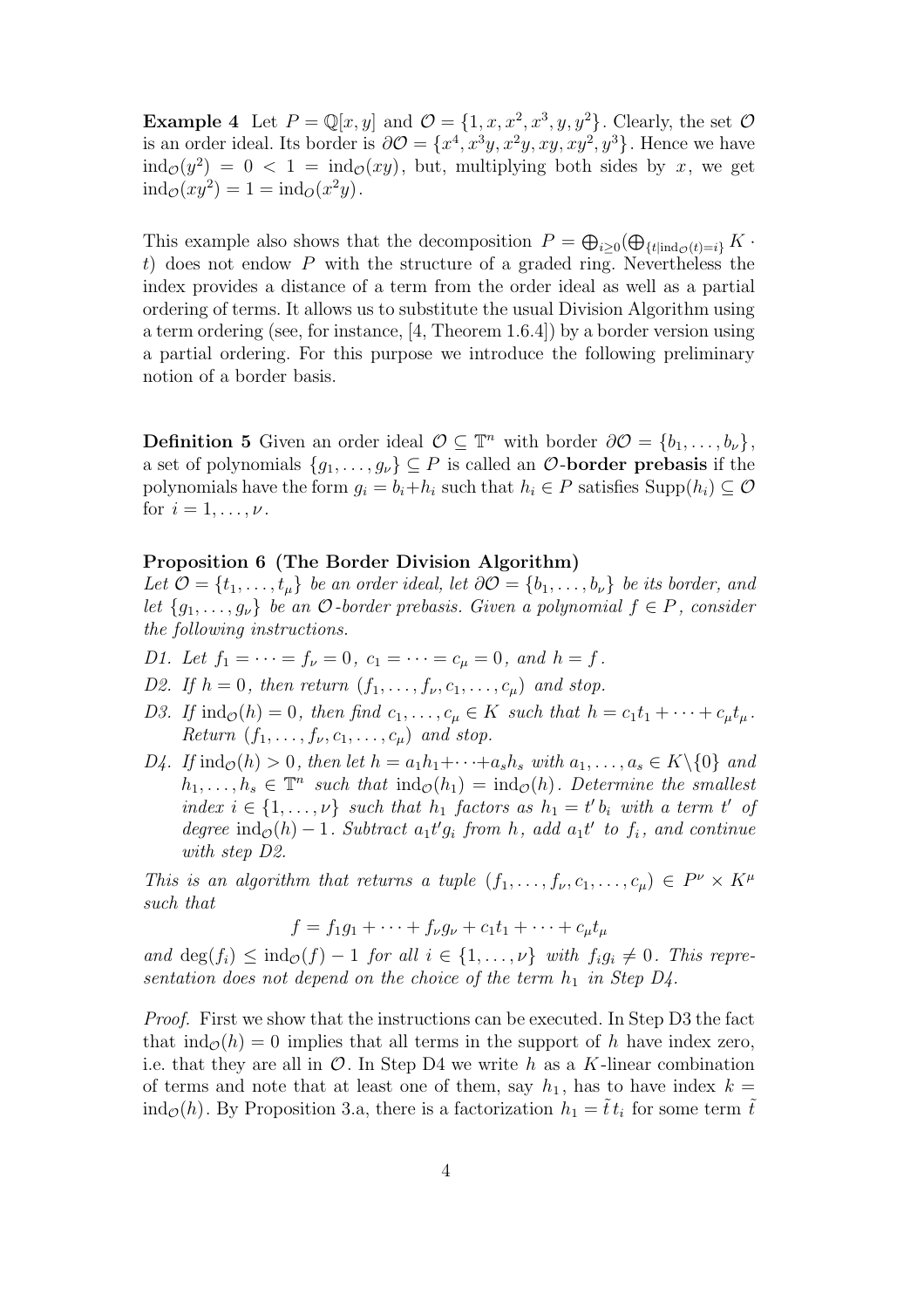**Example 4** Let $P = \mathbb{Q}[x, y]$ and $\mathcal{O} = \{1, x, x^2, x^3, y, y^2\}$. Clearly, the set $\mathcal{O}$ is an order ideal. Its border is $\partial\mathcal{O} = \{x^4, x^3y, x^2y, xy, xy^2, y^3\}$. Hence we have $\mathrm{ind}_{\mathcal{O}}(y^2) = 0 < 1 = \mathrm{ind}_{\mathcal{O}}(xy)$, but, multiplying both sides by $x$, we get $\mathrm{ind}_{\mathcal{O}}(xy^2) = 1 = \mathrm{ind}_{O}(x^2y)$.

This example also shows that the decomposition $P = \bigoplus_{i \geq 0}(\bigoplus_{\{t \mid \mathrm{ind}_{\mathcal{O}}(t)=i\}} K \cdot t)$ does not endow $P$ with the structure of a graded ring. Nevertheless the index provides a distance of a term from the order ideal as well as a partial ordering of terms. It allows us to substitute the usual Division Algorithm using a term ordering (see, for instance, [4, Theorem 1.6.4]) by a border version using a partial ordering. For this purpose we introduce the following preliminary notion of a border basis.

**Definition 5** Given an order ideal $\mathcal{O} \subseteq \mathbb{T}^n$ with border $\partial\mathcal{O} = \{b_1, \ldots, b_\nu\}$, a set of polynomials $\{g_1, \ldots, g_\nu\} \subseteq P$ is called an **$\mathcal{O}$-border prebasis** if the polynomials have the form $g_i = b_i + h_i$ such that $h_i \in P$ satisfies $\mathrm{Supp}(h_i) \subseteq \mathcal{O}$ for $i = 1, \ldots, \nu$.

**Proposition 6 (The Border Division Algorithm)**
*Let $\mathcal{O} = \{t_1, \ldots, t_\mu\}$ be an order ideal, let $\partial\mathcal{O} = \{b_1, \ldots, b_\nu\}$ be its border, and let $\{g_1, \ldots, g_\nu\}$ be an $\mathcal{O}$-border prebasis. Given a polynomial $f \in P$, consider the following instructions.*

*D1. Let $f_1 = \cdots = f_\nu = 0$, $c_1 = \cdots = c_\mu = 0$, and $h = f$.*

*D2. If $h = 0$, then return $(f_1, \ldots, f_\nu, c_1, \ldots, c_\mu)$ and stop.*

*D3. If $\mathrm{ind}_{\mathcal{O}}(h) = 0$, then find $c_1, \ldots, c_\mu \in K$ such that $h = c_1t_1 + \cdots + c_\mu t_\mu$. Return $(f_1, \ldots, f_\nu, c_1, \ldots, c_\mu)$ and stop.*

*D4. If $\mathrm{ind}_{\mathcal{O}}(h) > 0$, then let $h = a_1h_1 + \cdots + a_sh_s$ with $a_1, \ldots, a_s \in K \setminus \{0\}$ and $h_1, \ldots, h_s \in \mathbb{T}^n$ such that $\mathrm{ind}_{\mathcal{O}}(h_1) = \mathrm{ind}_{\mathcal{O}}(h)$. Determine the smallest index $i \in \{1, \ldots, \nu\}$ such that $h_1$ factors as $h_1 = t'\, b_i$ with a term $t'$ of degree $\mathrm{ind}_{\mathcal{O}}(h) - 1$. Subtract $a_1t'g_i$ from $h$, add $a_1t'$ to $f_i$, and continue with step D2.*

*This is an algorithm that returns a tuple $(f_1, \ldots, f_\nu, c_1, \ldots, c_\mu) \in P^\nu \times K^\mu$ such that*

$$f = f_1g_1 + \cdots + f_\nu g_\nu + c_1t_1 + \cdots + c_\mu t_\mu$$

*and $\deg(f_i) \leq \mathrm{ind}_{\mathcal{O}}(f) - 1$ for all $i \in \{1, \ldots, \nu\}$ with $f_ig_i \neq 0$. This representation does not depend on the choice of the term $h_1$ in Step D4.*

*Proof.* First we show that the instructions can be executed. In Step D3 the fact that $\mathrm{ind}_{\mathcal{O}}(h) = 0$ implies that all terms in the support of $h$ have index zero, i.e. that they are all in $\mathcal{O}$. In Step D4 we write $h$ as a $K$-linear combination of terms and note that at least one of them, say $h_1$, has to have index $k = \mathrm{ind}_{\mathcal{O}}(h)$. By Proposition 3.a, there is a factorization $h_1 = \tilde{t}\, t_i$ for some term $\tilde{t}$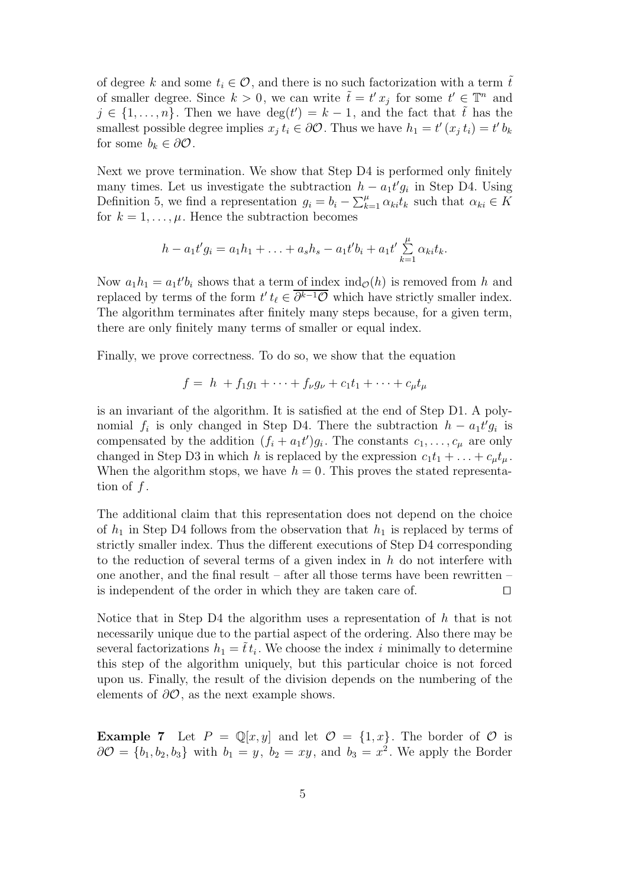of degree $k$ and some $t_i \in \mathcal{O}$, and there is no such factorization with a term $\tilde{t}$ of smaller degree. Since $k > 0$, we can write $\tilde{t} = t' x_j$ for some $t' \in \mathbb{T}^n$ and $j \in \{1, \ldots, n\}$. Then we have $\deg(t') = k - 1$, and the fact that $\tilde{t}$ has the smallest possible degree implies $x_j t_i \in \partial\mathcal{O}$. Thus we have $h_1 = t' (x_j t_i) = t' b_k$ for some $b_k \in \partial\mathcal{O}$.

Next we prove termination. We show that Step D4 is performed only finitely many times. Let us investigate the subtraction $h - a_1 t' g_i$ in Step D4. Using Definition 5, we find a representation $g_i = b_i - \sum_{k=1}^{\mu} \alpha_{ki} t_k$ such that $\alpha_{ki} \in K$ for $k = 1, \ldots, \mu$. Hence the subtraction becomes

$$h - a_1 t' g_i = a_1 h_1 + \ldots + a_s h_s - a_1 t' b_i + a_1 t' \sum_{k=1}^{\mu} \alpha_{ki} t_k.$$

Now $a_1 h_1 = a_1 t' b_i$ shows that a term of index $\operatorname{ind}_{\mathcal{O}}(h)$ is removed from $h$ and replaced by terms of the form $t' t_\ell \in \overline{\partial^{k-1}\mathcal{O}}$ which have strictly smaller index. The algorithm terminates after finitely many steps because, for a given term, there are only finitely many terms of smaller or equal index.

Finally, we prove correctness. To do so, we show that the equation

$$f = \ h \ + f_1 g_1 + \cdots + f_\nu g_\nu + c_1 t_1 + \cdots + c_\mu t_\mu$$

is an invariant of the algorithm. It is satisfied at the end of Step D1. A polynomial $f_i$ is only changed in Step D4. There the subtraction $h - a_1 t' g_i$ is compensated by the addition $(f_i + a_1 t') g_i$. The constants $c_1, \ldots, c_\mu$ are only changed in Step D3 in which $h$ is replaced by the expression $c_1 t_1 + \ldots + c_\mu t_\mu$. When the algorithm stops, we have $h = 0$. This proves the stated representation of $f$.

The additional claim that this representation does not depend on the choice of $h_1$ in Step D4 follows from the observation that $h_1$ is replaced by terms of strictly smaller index. Thus the different executions of Step D4 corresponding to the reduction of several terms of a given index in $h$ do not interfere with one another, and the final result – after all those terms have been rewritten – is independent of the order in which they are taken care of. $\square$

Notice that in Step D4 the algorithm uses a representation of $h$ that is not necessarily unique due to the partial aspect of the ordering. Also there may be several factorizations $h_1 = \tilde{t}\, t_i$. We choose the index $i$ minimally to determine this step of the algorithm uniquely, but this particular choice is not forced upon us. Finally, the result of the division depends on the numbering of the elements of $\partial\mathcal{O}$, as the next example shows.

**Example 7** Let $P = \mathbb{Q}[x, y]$ and let $\mathcal{O} = \{1, x\}$. The border of $\mathcal{O}$ is $\partial\mathcal{O} = \{b_1, b_2, b_3\}$ with $b_1 = y$, $b_2 = xy$, and $b_3 = x^2$. We apply the Border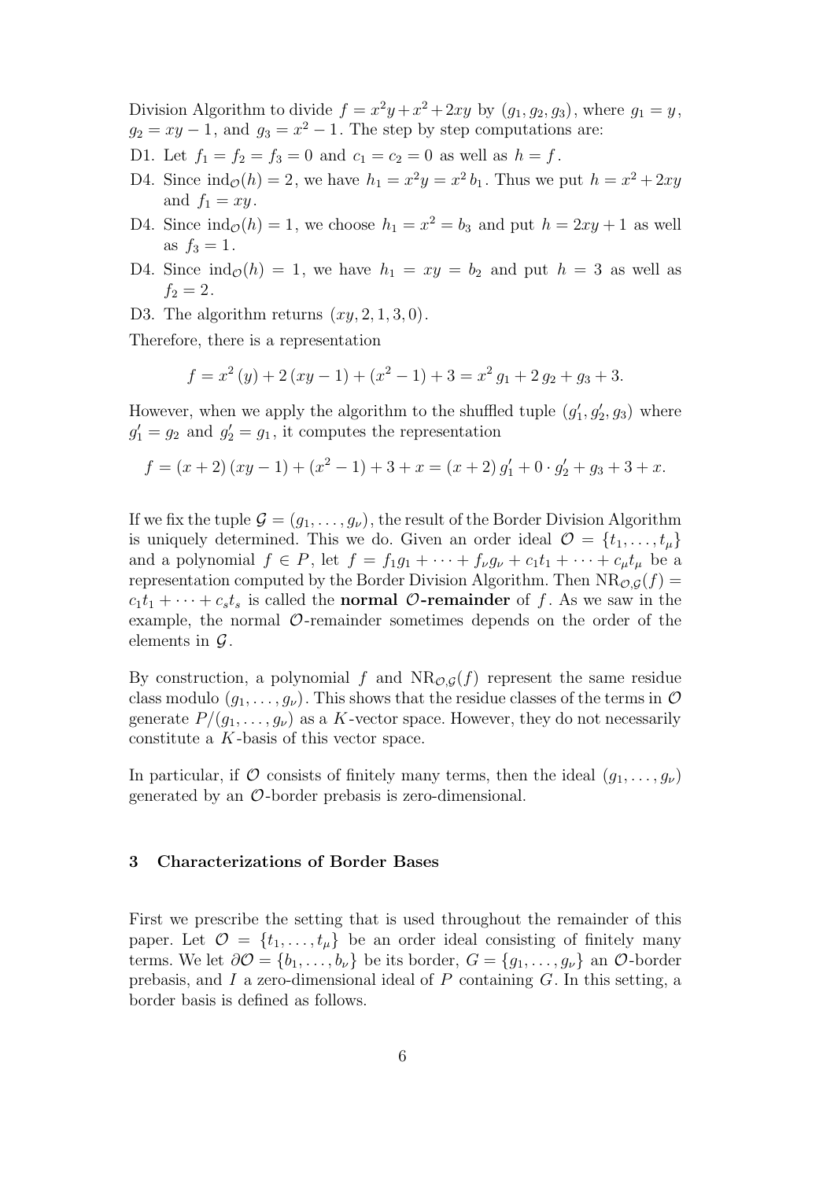Division Algorithm to divide $f = x^2y + x^2 + 2xy$ by $(g_1, g_2, g_3)$, where $g_1 = y$, $g_2 = xy - 1$, and $g_3 = x^2 - 1$. The step by step computations are:

D1. Let $f_1 = f_2 = f_3 = 0$ and $c_1 = c_2 = 0$ as well as $h = f$.

D4. Since $\mathrm{ind}_{\mathcal{O}}(h) = 2$, we have $h_1 = x^2y = x^2\, b_1$. Thus we put $h = x^2 + 2xy$ and $f_1 = xy$.

D4. Since $\mathrm{ind}_{\mathcal{O}}(h) = 1$, we choose $h_1 = x^2 = b_3$ and put $h = 2xy + 1$ as well as $f_3 = 1$.

D4. Since $\mathrm{ind}_{\mathcal{O}}(h) = 1$, we have $h_1 = xy = b_2$ and put $h = 3$ as well as $f_2 = 2$.

D3. The algorithm returns $(xy, 2, 1, 3, 0)$.

Therefore, there is a representation

$$f = x^2\,(y) + 2\,(xy - 1) + (x^2 - 1) + 3 = x^2\, g_1 + 2\, g_2 + g_3 + 3.$$

However, when we apply the algorithm to the shuffled tuple $(g_1', g_2', g_3)$ where $g_1' = g_2$ and $g_2' = g_1$, it computes the representation

$$f = (x + 2)\,(xy - 1) + (x^2 - 1) + 3 + x = (x + 2)\, g_1' + 0 \cdot g_2' + g_3 + 3 + x.$$

If we fix the tuple $\mathcal{G} = (g_1, \ldots, g_\nu)$, the result of the Border Division Algorithm is uniquely determined. This we do. Given an order ideal $\mathcal{O} = \{t_1, \ldots, t_\mu\}$ and a polynomial $f \in P$, let $f = f_1g_1 + \cdots + f_\nu g_\nu + c_1t_1 + \cdots + c_\mu t_\mu$ be a representation computed by the Border Division Algorithm. Then $\mathrm{NR}_{\mathcal{O},\mathcal{G}}(f) = c_1t_1 + \cdots + c_st_s$ is called the **normal $\mathcal{O}$-remainder** of $f$. As we saw in the example, the normal $\mathcal{O}$-remainder sometimes depends on the order of the elements in $\mathcal{G}$.

By construction, a polynomial $f$ and $\mathrm{NR}_{\mathcal{O},\mathcal{G}}(f)$ represent the same residue class modulo $(g_1, \ldots, g_\nu)$. This shows that the residue classes of the terms in $\mathcal{O}$ generate $P/(g_1, \ldots, g_\nu)$ as a $K$-vector space. However, they do not necessarily constitute a $K$-basis of this vector space.

In particular, if $\mathcal{O}$ consists of finitely many terms, then the ideal $(g_1, \ldots, g_\nu)$ generated by an $\mathcal{O}$-border prebasis is zero-dimensional.

## 3 Characterizations of Border Bases

First we prescribe the setting that is used throughout the remainder of this paper. Let $\mathcal{O} = \{t_1, \ldots, t_\mu\}$ be an order ideal consisting of finitely many terms. We let $\partial\mathcal{O} = \{b_1, \ldots, b_\nu\}$ be its border, $G = \{g_1, \ldots, g_\nu\}$ an $\mathcal{O}$-border prebasis, and $I$ a zero-dimensional ideal of $P$ containing $G$. In this setting, a border basis is defined as follows.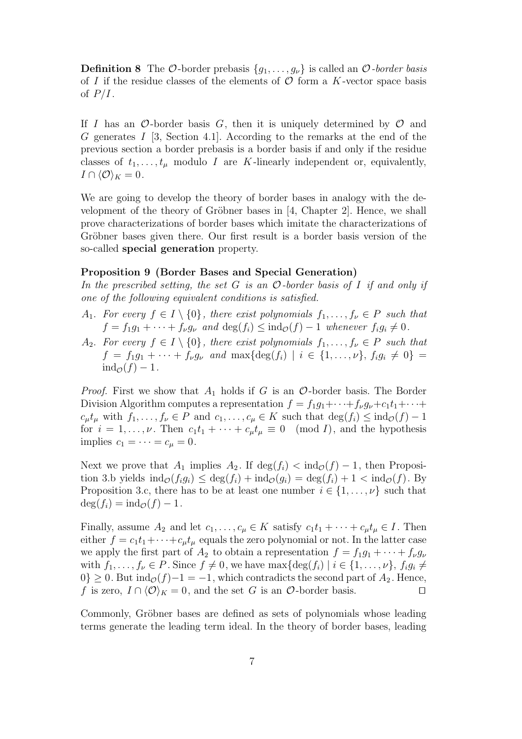**Definition 8** The $\mathcal{O}$-border prebasis $\{g_1, \ldots, g_\nu\}$ is called an *$\mathcal{O}$-border basis* of $I$ if the residue classes of the elements of $\mathcal{O}$ form a $K$-vector space basis of $P/I$.

If $I$ has an $\mathcal{O}$-border basis $G$, then it is uniquely determined by $\mathcal{O}$ and $G$ generates $I$ [3, Section 4.1]. According to the remarks at the end of the previous section a border prebasis is a border basis if and only if the residue classes of $t_1, \ldots, t_\mu$ modulo $I$ are $K$-linearly independent or, equivalently, $I \cap \langle \mathcal{O} \rangle_K = 0$.

We are going to develop the theory of border bases in analogy with the development of the theory of Gröbner bases in [4, Chapter 2]. Hence, we shall prove characterizations of border bases which imitate the characterizations of Gröbner bases given there. Our first result is a border basis version of the so-called **special generation** property.

**Proposition 9 (Border Bases and Special Generation)**
*In the prescribed setting, the set $G$ is an $\mathcal{O}$-border basis of $I$ if and only if one of the following equivalent conditions is satisfied.*

- $A_1$. *For every $f \in I \setminus \{0\}$, there exist polynomials $f_1, \ldots, f_\nu \in P$ such that $f = f_1 g_1 + \cdots + f_\nu g_\nu$ and $\deg(f_i) \le \mathrm{ind}_{\mathcal{O}}(f) - 1$ whenever $f_i g_i \neq 0$.*
- $A_2$. *For every $f \in I \setminus \{0\}$, there exist polynomials $f_1, \ldots, f_\nu \in P$ such that $f = f_1 g_1 + \cdots + f_\nu g_\nu$ and $\max\{\deg(f_i) \mid i \in \{1, \ldots, \nu\},\ f_i g_i \neq 0\} = \mathrm{ind}_{\mathcal{O}}(f) - 1$.*

*Proof.* First we show that $A_1$ holds if $G$ is an $\mathcal{O}$-border basis. The Border Division Algorithm computes a representation $f = f_1 g_1 + \cdots + f_\nu g_\nu + c_1 t_1 + \cdots + c_\mu t_\mu$ with $f_1, \ldots, f_\nu \in P$ and $c_1, \ldots, c_\mu \in K$ such that $\deg(f_i) \le \mathrm{ind}_{\mathcal{O}}(f) - 1$ for $i = 1, \ldots, \nu$. Then $c_1 t_1 + \cdots + c_\mu t_\mu \equiv 0 \pmod{I}$, and the hypothesis implies $c_1 = \cdots = c_\mu = 0$.

Next we prove that $A_1$ implies $A_2$. If $\deg(f_i) < \mathrm{ind}_{\mathcal{O}}(f) - 1$, then Proposition 3.b yields $\mathrm{ind}_{\mathcal{O}}(f_i g_i) \le \deg(f_i) + \mathrm{ind}_{\mathcal{O}}(g_i) = \deg(f_i) + 1 < \mathrm{ind}_{\mathcal{O}}(f)$. By Proposition 3.c, there has to be at least one number $i \in \{1, \ldots, \nu\}$ such that $\deg(f_i) = \mathrm{ind}_{\mathcal{O}}(f) - 1$.

Finally, assume $A_2$ and let $c_1, \ldots, c_\mu \in K$ satisfy $c_1 t_1 + \cdots + c_\mu t_\mu \in I$. Then either $f = c_1 t_1 + \cdots + c_\mu t_\mu$ equals the zero polynomial or not. In the latter case we apply the first part of $A_2$ to obtain a representation $f = f_1 g_1 + \cdots + f_\nu g_\nu$ with $f_1, \ldots, f_\nu \in P$. Since $f \neq 0$, we have $\max\{\deg(f_i) \mid i \in \{1, \ldots, \nu\},\ f_i g_i \neq 0\} \ge 0$. But $\mathrm{ind}_{\mathcal{O}}(f) - 1 = -1$, which contradicts the second part of $A_2$. Hence, $f$ is zero, $I \cap \langle \mathcal{O} \rangle_K = 0$, and the set $G$ is an $\mathcal{O}$-border basis. $\square$

Commonly, Gröbner bases are defined as sets of polynomials whose leading terms generate the leading term ideal. In the theory of border bases, leading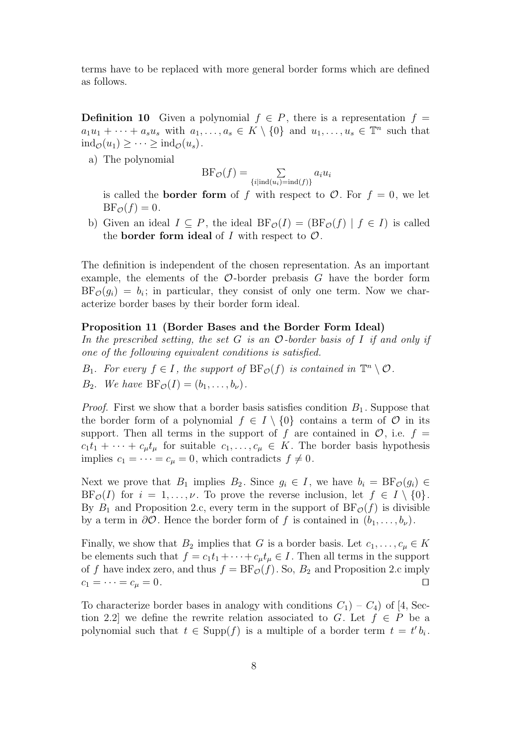terms have to be replaced with more general border forms which are defined as follows.

**Definition 10** Given a polynomial $f \in P$, there is a representation $f = a_1u_1 + \cdots + a_su_s$ with $a_1, \ldots, a_s \in K \setminus \{0\}$ and $u_1, \ldots, u_s \in \mathbb{T}^n$ such that $\mathrm{ind}_{\mathcal{O}}(u_1) \geq \cdots \geq \mathrm{ind}_{\mathcal{O}}(u_s)$.

a) The polynomial

$$\mathrm{BF}_{\mathcal{O}}(f) = \sum_{\{i \mid \mathrm{ind}(u_i) = \mathrm{ind}(f)\}} a_i u_i$$

is called the **border form** of $f$ with respect to $\mathcal{O}$. For $f = 0$, we let $\mathrm{BF}_{\mathcal{O}}(f) = 0$.

b) Given an ideal $I \subseteq P$, the ideal $\mathrm{BF}_{\mathcal{O}}(I) = (\mathrm{BF}_{\mathcal{O}}(f) \mid f \in I)$ is called the **border form ideal** of $I$ with respect to $\mathcal{O}$.

The definition is independent of the chosen representation. As an important example, the elements of the $\mathcal{O}$-border prebasis $G$ have the border form $\mathrm{BF}_{\mathcal{O}}(g_i) = b_i$; in particular, they consist of only one term. Now we characterize border bases by their border form ideal.

**Proposition 11 (Border Bases and the Border Form Ideal)**
*In the prescribed setting, the set $G$ is an $\mathcal{O}$-border basis of $I$ if and only if one of the following equivalent conditions is satisfied.*

$B_1$. *For every $f \in I$, the support of $\mathrm{BF}_{\mathcal{O}}(f)$ is contained in $\mathbb{T}^n \setminus \mathcal{O}$.*

$B_2$. *We have $\mathrm{BF}_{\mathcal{O}}(I) = (b_1, \ldots, b_\nu)$.*

*Proof.* First we show that a border basis satisfies condition $B_1$. Suppose that the border form of a polynomial $f \in I \setminus \{0\}$ contains a term of $\mathcal{O}$ in its support. Then all terms in the support of $f$ are contained in $\mathcal{O}$, i.e. $f = c_1t_1 + \cdots + c_\mu t_\mu$ for suitable $c_1, \ldots, c_\mu \in K$. The border basis hypothesis implies $c_1 = \cdots = c_\mu = 0$, which contradicts $f \neq 0$.

Next we prove that $B_1$ implies $B_2$. Since $g_i \in I$, we have $b_i = \mathrm{BF}_{\mathcal{O}}(g_i) \in \mathrm{BF}_{\mathcal{O}}(I)$ for $i = 1, \ldots, \nu$. To prove the reverse inclusion, let $f \in I \setminus \{0\}$. By $B_1$ and Proposition 2.c, every term in the support of $\mathrm{BF}_{\mathcal{O}}(f)$ is divisible by a term in $\partial\mathcal{O}$. Hence the border form of $f$ is contained in $(b_1, \ldots, b_\nu)$.

Finally, we show that $B_2$ implies that $G$ is a border basis. Let $c_1, \ldots, c_\mu \in K$ be elements such that $f = c_1t_1 + \cdots + c_\mu t_\mu \in I$. Then all terms in the support of $f$ have index zero, and thus $f = \mathrm{BF}_{\mathcal{O}}(f)$. So, $B_2$ and Proposition 2.c imply $c_1 = \cdots = c_\mu = 0$. $\square$

To characterize border bases in analogy with conditions $C_1$) – $C_4$) of [4, Section 2.2] we define the rewrite relation associated to $G$. Let $f \in P$ be a polynomial such that $t \in \mathrm{Supp}(f)$ is a multiple of a border term $t = t'\,b_i$.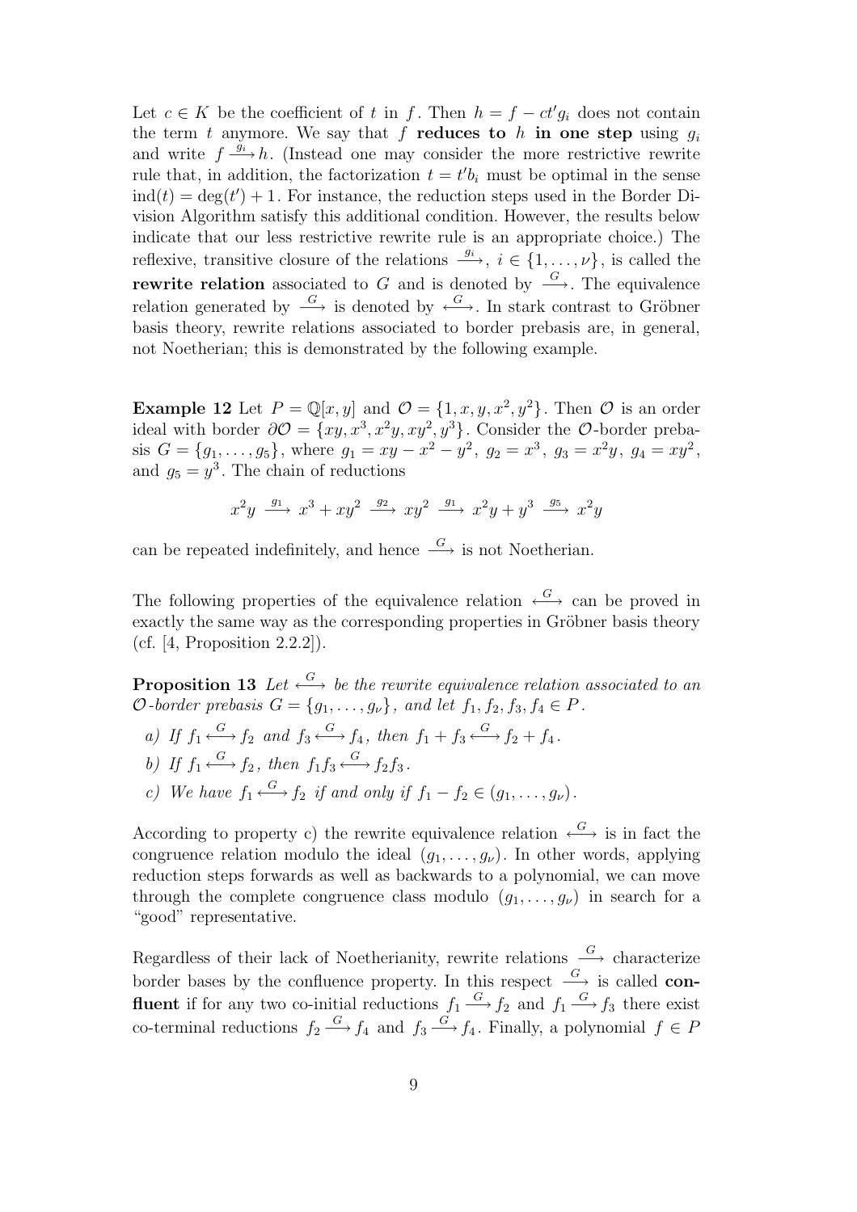Let $c \in K$ be the coefficient of $t$ in $f$. Then $h = f - ct'g_i$ does not contain the term $t$ anymore. We say that $f$ **reduces to** $h$ **in one step** using $g_i$ and write $f \xrightarrow{g_i} h$. (Instead one may consider the more restrictive rewrite rule that, in addition, the factorization $t = t'b_i$ must be optimal in the sense $\operatorname{ind}(t) = \deg(t') + 1$. For instance, the reduction steps used in the Border Division Algorithm satisfy this additional condition. However, the results below indicate that our less restrictive rewrite rule is an appropriate choice.) The reflexive, transitive closure of the relations $\xrightarrow{g_i}$, $i \in \{1, \ldots, \nu\}$, is called the **rewrite relation** associated to $G$ and is denoted by $\xrightarrow{G}$. The equivalence relation generated by $\xrightarrow{G}$ is denoted by $\xleftrightarrow{G}$. In stark contrast to Gröbner basis theory, rewrite relations associated to border prebasis are, in general, not Noetherian; this is demonstrated by the following example.

**Example 12** Let $P = \mathbb{Q}[x, y]$ and $\mathcal{O} = \{1, x, y, x^2, y^2\}$. Then $\mathcal{O}$ is an order ideal with border $\partial\mathcal{O} = \{xy, x^3, x^2y, xy^2, y^3\}$. Consider the $\mathcal{O}$-border prebasis $G = \{g_1, \ldots, g_5\}$, where $g_1 = xy - x^2 - y^2$, $g_2 = x^3$, $g_3 = x^2y$, $g_4 = xy^2$, and $g_5 = y^3$. The chain of reductions

$$x^2y \xrightarrow{g_1} x^3 + xy^2 \xrightarrow{g_2} xy^2 \xrightarrow{g_1} x^2y + y^3 \xrightarrow{g_5} x^2y$$

can be repeated indefinitely, and hence $\xrightarrow{G}$ is not Noetherian.

The following properties of the equivalence relation $\xleftrightarrow{G}$ can be proved in exactly the same way as the corresponding properties in Gröbner basis theory (cf. [4, Proposition 2.2.2]).

**Proposition 13** *Let $\xleftrightarrow{G}$ be the rewrite equivalence relation associated to an $\mathcal{O}$-border prebasis $G = \{g_1, \ldots, g_\nu\}$, and let $f_1, f_2, f_3, f_4 \in P$.*

*a) If $f_1 \xleftrightarrow{G} f_2$ and $f_3 \xleftrightarrow{G} f_4$, then $f_1 + f_3 \xleftrightarrow{G} f_2 + f_4$.*

*b) If $f_1 \xleftrightarrow{G} f_2$, then $f_1 f_3 \xleftrightarrow{G} f_2 f_3$.*

*c) We have $f_1 \xleftrightarrow{G} f_2$ if and only if $f_1 - f_2 \in (g_1, \ldots, g_\nu)$.*

According to property c) the rewrite equivalence relation $\xleftrightarrow{G}$ is in fact the congruence relation modulo the ideal $(g_1, \ldots, g_\nu)$. In other words, applying reduction steps forwards as well as backwards to a polynomial, we can move through the complete congruence class modulo $(g_1, \ldots, g_\nu)$ in search for a "good" representative.

Regardless of their lack of Noetherianity, rewrite relations $\xrightarrow{G}$ characterize border bases by the confluence property. In this respect $\xrightarrow{G}$ is called **confluent** if for any two co-initial reductions $f_1 \xrightarrow{G} f_2$ and $f_1 \xrightarrow{G} f_3$ there exist co-terminal reductions $f_2 \xrightarrow{G} f_4$ and $f_3 \xrightarrow{G} f_4$. Finally, a polynomial $f \in P$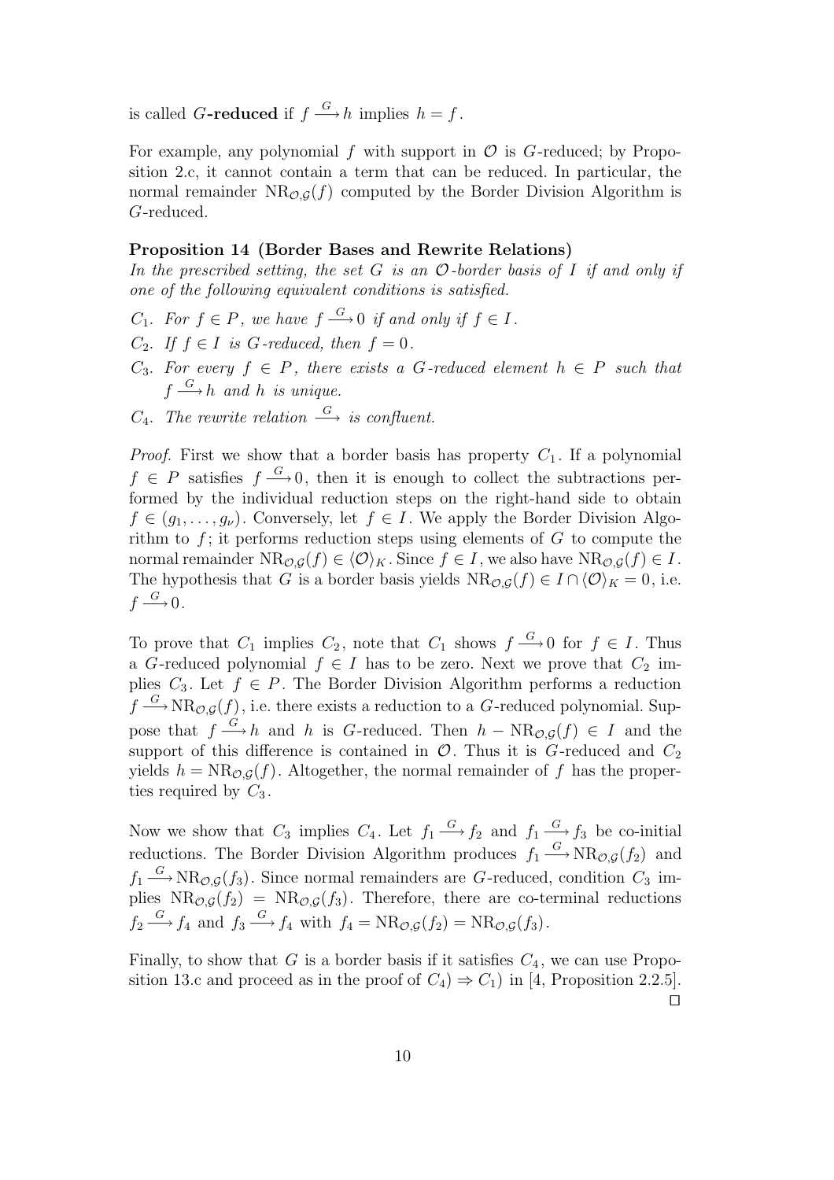is called $G$**-reduced** if $f \xrightarrow{G} h$ implies $h = f$.

For example, any polynomial $f$ with support in $\mathcal{O}$ is $G$-reduced; by Proposition 2.c, it cannot contain a term that can be reduced. In particular, the normal remainder $\mathrm{NR}_{\mathcal{O},\mathcal{G}}(f)$ computed by the Border Division Algorithm is $G$-reduced.

**Proposition 14 (Border Bases and Rewrite Relations)**
*In the prescribed setting, the set $G$ is an $\mathcal{O}$-border basis of $I$ if and only if one of the following equivalent conditions is satisfied.*

- $C_1$. *For $f \in P$, we have $f \xrightarrow{G} 0$ if and only if $f \in I$.*
- $C_2$. *If $f \in I$ is $G$-reduced, then $f = 0$.*
- $C_3$. *For every $f \in P$, there exists a $G$-reduced element $h \in P$ such that $f \xrightarrow{G} h$ and $h$ is unique.*
- $C_4$. *The rewrite relation $\xrightarrow{G}$ is confluent.*

*Proof.* First we show that a border basis has property $C_1$. If a polynomial $f \in P$ satisfies $f \xrightarrow{G} 0$, then it is enough to collect the subtractions performed by the individual reduction steps on the right-hand side to obtain $f \in (g_1, \ldots, g_\nu)$. Conversely, let $f \in I$. We apply the Border Division Algorithm to $f$; it performs reduction steps using elements of $G$ to compute the normal remainder $\mathrm{NR}_{\mathcal{O},\mathcal{G}}(f) \in \langle \mathcal{O} \rangle_K$. Since $f \in I$, we also have $\mathrm{NR}_{\mathcal{O},\mathcal{G}}(f) \in I$. The hypothesis that $G$ is a border basis yields $\mathrm{NR}_{\mathcal{O},\mathcal{G}}(f) \in I \cap \langle \mathcal{O} \rangle_K = 0$, i.e. $f \xrightarrow{G} 0$.

To prove that $C_1$ implies $C_2$, note that $C_1$ shows $f \xrightarrow{G} 0$ for $f \in I$. Thus a $G$-reduced polynomial $f \in I$ has to be zero. Next we prove that $C_2$ implies $C_3$. Let $f \in P$. The Border Division Algorithm performs a reduction $f \xrightarrow{G} \mathrm{NR}_{\mathcal{O},\mathcal{G}}(f)$, i.e. there exists a reduction to a $G$-reduced polynomial. Suppose that $f \xrightarrow{G} h$ and $h$ is $G$-reduced. Then $h - \mathrm{NR}_{\mathcal{O},\mathcal{G}}(f) \in I$ and the support of this difference is contained in $\mathcal{O}$. Thus it is $G$-reduced and $C_2$ yields $h = \mathrm{NR}_{\mathcal{O},\mathcal{G}}(f)$. Altogether, the normal remainder of $f$ has the properties required by $C_3$.

Now we show that $C_3$ implies $C_4$. Let $f_1 \xrightarrow{G} f_2$ and $f_1 \xrightarrow{G} f_3$ be co-initial reductions. The Border Division Algorithm produces $f_1 \xrightarrow{G} \mathrm{NR}_{\mathcal{O},\mathcal{G}}(f_2)$ and $f_1 \xrightarrow{G} \mathrm{NR}_{\mathcal{O},\mathcal{G}}(f_3)$. Since normal remainders are $G$-reduced, condition $C_3$ implies $\mathrm{NR}_{\mathcal{O},\mathcal{G}}(f_2) = \mathrm{NR}_{\mathcal{O},\mathcal{G}}(f_3)$. Therefore, there are co-terminal reductions $f_2 \xrightarrow{G} f_4$ and $f_3 \xrightarrow{G} f_4$ with $f_4 = \mathrm{NR}_{\mathcal{O},\mathcal{G}}(f_2) = \mathrm{NR}_{\mathcal{O},\mathcal{G}}(f_3)$.

Finally, to show that $G$ is a border basis if it satisfies $C_4$, we can use Proposition 13.c and proceed as in the proof of $C_4) \Rightarrow C_1)$ in [4, Proposition 2.2.5]. □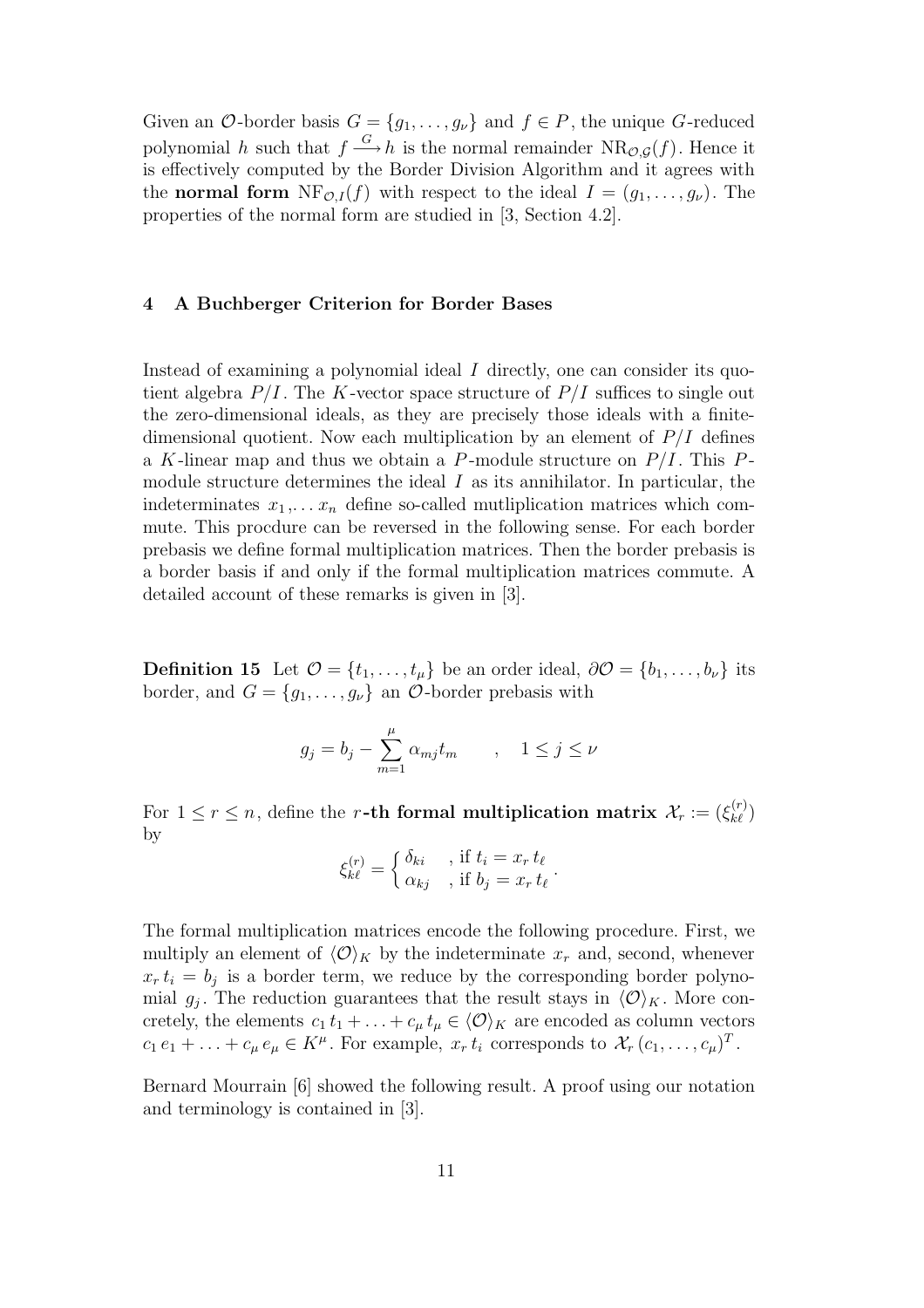Given an $\mathcal{O}$-border basis $G = \{g_1, \ldots, g_\nu\}$ and $f \in P$, the unique $G$-reduced polynomial $h$ such that $f \xrightarrow{G} h$ is the normal remainder $\mathrm{NR}_{\mathcal{O},\mathcal{G}}(f)$. Hence it is effectively computed by the Border Division Algorithm and it agrees with the **normal form** $\mathrm{NF}_{\mathcal{O},I}(f)$ with respect to the ideal $I = (g_1, \ldots, g_\nu)$. The properties of the normal form are studied in [3, Section 4.2].

## 4 A Buchberger Criterion for Border Bases

Instead of examining a polynomial ideal $I$ directly, one can consider its quotient algebra $P/I$. The $K$-vector space structure of $P/I$ suffices to single out the zero-dimensional ideals, as they are precisely those ideals with a finite-dimensional quotient. Now each multiplication by an element of $P/I$ defines a $K$-linear map and thus we obtain a $P$-module structure on $P/I$. This $P$-module structure determines the ideal $I$ as its annihilator. In particular, the indeterminates $x_1, \ldots x_n$ define so-called mutliplication matrices which commute. This procdure can be reversed in the following sense. For each border prebasis we define formal multiplication matrices. Then the border prebasis is a border basis if and only if the formal multiplication matrices commute. A detailed account of these remarks is given in [3].

**Definition 15** Let $\mathcal{O} = \{t_1, \ldots, t_\mu\}$ be an order ideal, $\partial\mathcal{O} = \{b_1, \ldots, b_\nu\}$ its border, and $G = \{g_1, \ldots, g_\nu\}$ an $\mathcal{O}$-border prebasis with

$$g_j = b_j - \sum_{m=1}^{\mu} \alpha_{mj} t_m \qquad , \quad 1 \le j \le \nu$$

For $1 \le r \le n$, define the **$r$-th formal multiplication matrix** $\mathcal{X}_r := (\xi_{k\ell}^{(r)})$ by

$$\xi_{k\ell}^{(r)} = \begin{cases} \delta_{ki} & , \text{if } t_i = x_r\, t_\ell \\ \alpha_{kj} & , \text{if } b_j = x_r\, t_\ell \end{cases}.$$

The formal multiplication matrices encode the following procedure. First, we multiply an element of $\langle \mathcal{O} \rangle_K$ by the indeterminate $x_r$ and, second, whenever $x_r\, t_i = b_j$ is a border term, we reduce by the corresponding border polynomial $g_j$. The reduction guarantees that the result stays in $\langle \mathcal{O} \rangle_K$. More concretely, the elements $c_1\, t_1 + \ldots + c_\mu\, t_\mu \in \langle \mathcal{O} \rangle_K$ are encoded as column vectors $c_1\, e_1 + \ldots + c_\mu\, e_\mu \in K^\mu$. For example, $x_r\, t_i$ corresponds to $\mathcal{X}_r\, (c_1, \ldots, c_\mu)^T$.

Bernard Mourrain [6] showed the following result. A proof using our notation and terminology is contained in [3].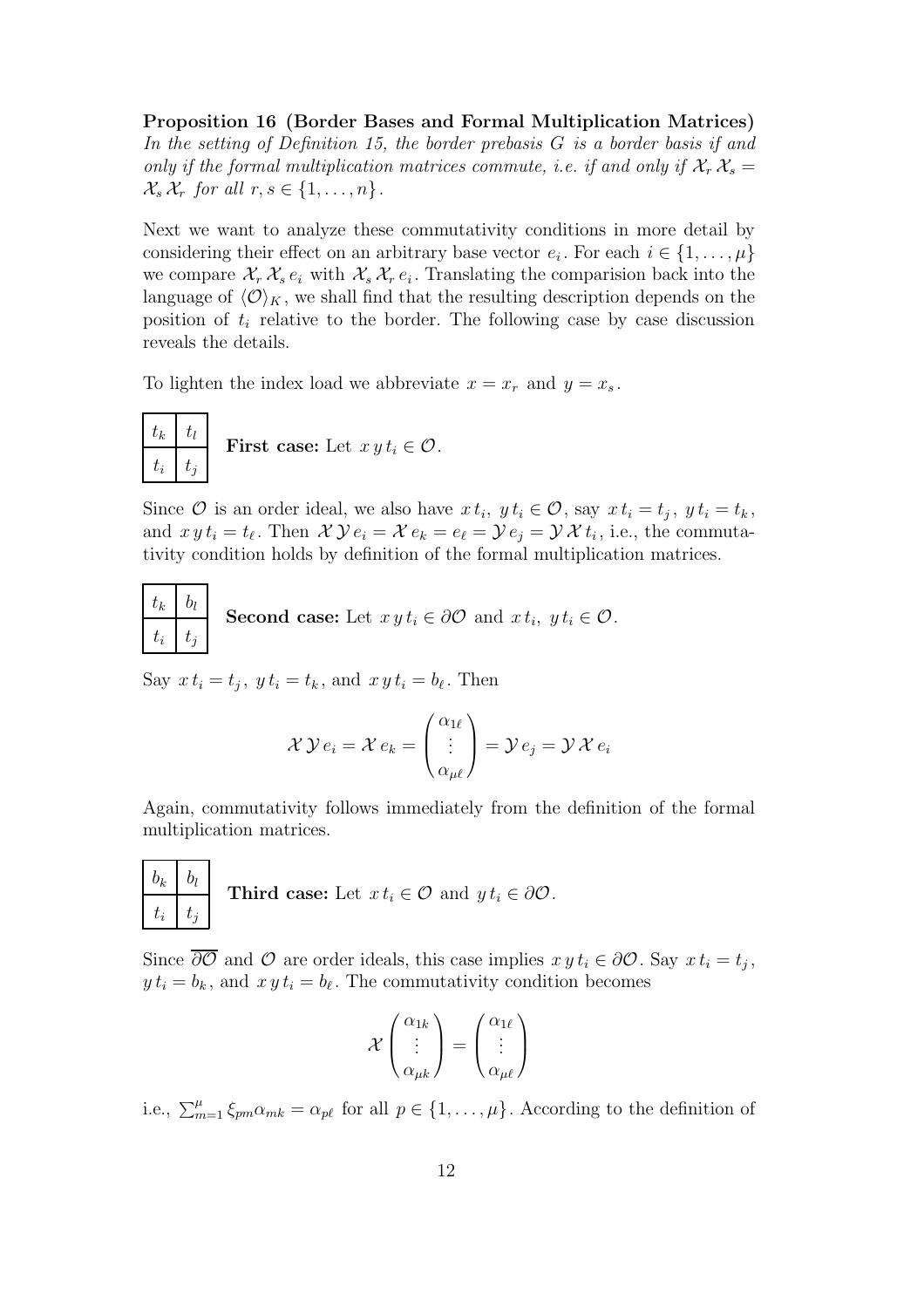**Proposition 16 (Border Bases and Formal Multiplication Matrices)** *In the setting of Definition 15, the border prebasis $G$ is a border basis if and only if the formal multiplication matrices commute, i.e. if and only if $\mathcal{X}_r \mathcal{X}_s = \mathcal{X}_s \mathcal{X}_r$ for all $r, s \in \{1, \ldots, n\}$.*

Next we want to analyze these commutativity conditions in more detail by considering their effect on an arbitrary base vector $e_i$. For each $i \in \{1, \ldots, \mu\}$ we compare $\mathcal{X}_r \mathcal{X}_s e_i$ with $\mathcal{X}_s \mathcal{X}_r e_i$. Translating the comparision back into the language of $\langle \mathcal{O} \rangle_K$, we shall find that the resulting description depends on the position of $t_i$ relative to the border. The following case by case discussion reveals the details.

To lighten the index load we abbreviate $x = x_r$ and $y = x_s$.

| | |
|---|---|
| $t_k$ | $t_l$ |
| $t_i$ | $t_j$ |

**First case:** Let $x\, y\, t_i \in \mathcal{O}$.

Since $\mathcal{O}$ is an order ideal, we also have $x\, t_i,\ y\, t_i \in \mathcal{O}$, say $x\, t_i = t_j,\ y\, t_i = t_k$, and $x\, y\, t_i = t_\ell$. Then $\mathcal{X}\,\mathcal{Y}\, e_i = \mathcal{X}\, e_k = e_\ell = \mathcal{Y}\, e_j = \mathcal{Y}\,\mathcal{X}\, t_i$, i.e., the commutativity condition holds by definition of the formal multiplication matrices.

| | |
|---|---|
| $t_k$ | $b_l$ |
| $t_i$ | $t_j$ |

**Second case:** Let $x\, y\, t_i \in \partial\mathcal{O}$ and $x\, t_i,\ y\, t_i \in \mathcal{O}$.

Say $x\, t_i = t_j,\ y\, t_i = t_k$, and $x\, y\, t_i = b_\ell$. Then

$$\mathcal{X}\,\mathcal{Y}\, e_i = \mathcal{X}\, e_k = \begin{pmatrix} \alpha_{1\ell} \\ \vdots \\ \alpha_{\mu\ell} \end{pmatrix} = \mathcal{Y}\, e_j = \mathcal{Y}\,\mathcal{X}\, e_i$$

Again, commutativity follows immediately from the definition of the formal multiplication matrices.

| | |
|---|---|
| $b_k$ | $b_l$ |
| $t_i$ | $t_j$ |

**Third case:** Let $x\, t_i \in \mathcal{O}$ and $y\, t_i \in \partial\mathcal{O}$.

Since $\overline{\partial\mathcal{O}}$ and $\mathcal{O}$ are order ideals, this case implies $x\, y\, t_i \in \partial\mathcal{O}$. Say $x\, t_i = t_j$, $y\, t_i = b_k$, and $x\, y\, t_i = b_\ell$. The commutativity condition becomes

$$\mathcal{X} \begin{pmatrix} \alpha_{1k} \\ \vdots \\ \alpha_{\mu k} \end{pmatrix} = \begin{pmatrix} \alpha_{1\ell} \\ \vdots \\ \alpha_{\mu\ell} \end{pmatrix}$$

i.e., $\sum_{m=1}^{\mu} \xi_{pm} \alpha_{mk} = \alpha_{p\ell}$ for all $p \in \{1, \ldots, \mu\}$. According to the definition of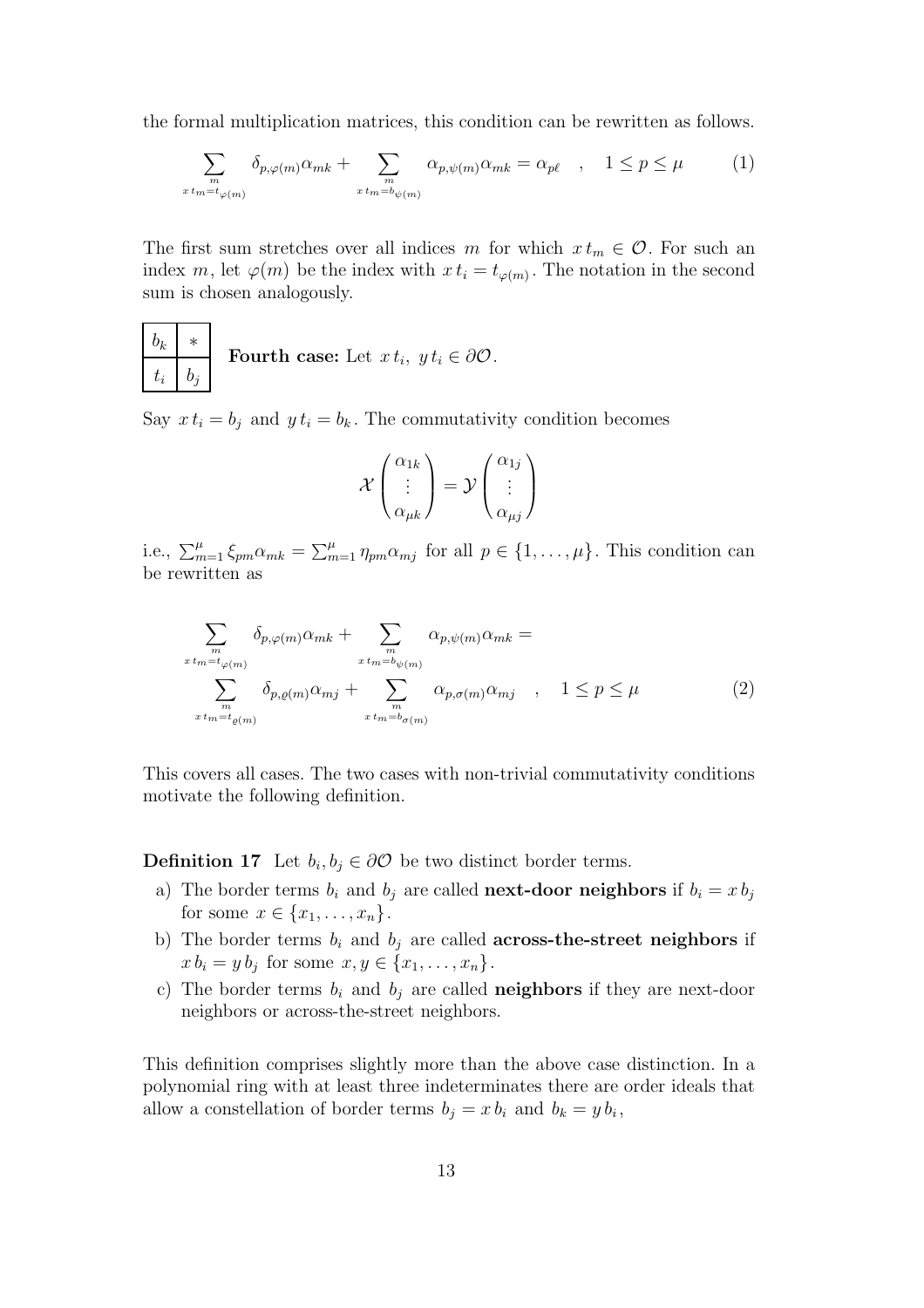the formal multiplication matrices, this condition can be rewritten as follows.

$$\sum_{\substack{m \\ x\,t_m = t_{\varphi(m)}}} \delta_{p,\varphi(m)}\alpha_{mk} + \sum_{\substack{m \\ x\,t_m = b_{\psi(m)}}} \alpha_{p,\psi(m)}\alpha_{mk} = \alpha_{p\ell} \quad , \quad 1 \le p \le \mu \tag{1}$$

The first sum stretches over all indices $m$ for which $x\,t_m \in \mathcal{O}$. For such an index $m$, let $\varphi(m)$ be the index with $x\,t_i = t_{\varphi(m)}$. The notation in the second sum is chosen analogously.

| | |
|---|---|
| $b_k$ | $*$ |
| $t_i$ | $b_j$ |

**Fourth case:** Let $x\,t_i,\ y\,t_i \in \partial\mathcal{O}$.

Say $x\,t_i = b_j$ and $y\,t_i = b_k$. The commutativity condition becomes

$$\mathcal{X}\begin{pmatrix}\alpha_{1k}\\ \vdots \\ \alpha_{\mu k}\end{pmatrix} = \mathcal{Y}\begin{pmatrix}\alpha_{1j}\\ \vdots \\ \alpha_{\mu j}\end{pmatrix}$$

i.e., $\sum_{m=1}^{\mu} \xi_{pm}\alpha_{mk} = \sum_{m=1}^{\mu} \eta_{pm}\alpha_{mj}$ for all $p \in \{1,\dots,\mu\}$. This condition can be rewritten as

$$\begin{aligned}
&\sum_{\substack{m \\ x\,t_m = t_{\varphi(m)}}} \delta_{p,\varphi(m)}\alpha_{mk} + \sum_{\substack{m \\ x\,t_m = b_{\psi(m)}}} \alpha_{p,\psi(m)}\alpha_{mk} = \\
&\qquad \sum_{\substack{m \\ x\,t_m = t_{\varrho(m)}}} \delta_{p,\varrho(m)}\alpha_{mj} + \sum_{\substack{m \\ x\,t_m = b_{\sigma(m)}}} \alpha_{p,\sigma(m)}\alpha_{mj} \quad , \quad 1 \le p \le \mu
\end{aligned} \tag{2}$$

This covers all cases. The two cases with non-trivial commutativity conditions motivate the following definition.

**Definition 17** Let $b_i, b_j \in \partial\mathcal{O}$ be two distinct border terms.

a) The border terms $b_i$ and $b_j$ are called **next-door neighbors** if $b_i = x\,b_j$ for some $x \in \{x_1,\dots,x_n\}$.

b) The border terms $b_i$ and $b_j$ are called **across-the-street neighbors** if $x\,b_i = y\,b_j$ for some $x, y \in \{x_1,\dots,x_n\}$.

c) The border terms $b_i$ and $b_j$ are called **neighbors** if they are next-door neighbors or across-the-street neighbors.

This definition comprises slightly more than the above case distinction. In a polynomial ring with at least three indeterminates there are order ideals that allow a constellation of border terms $b_j = x\,b_i$ and $b_k = y\,b_i$,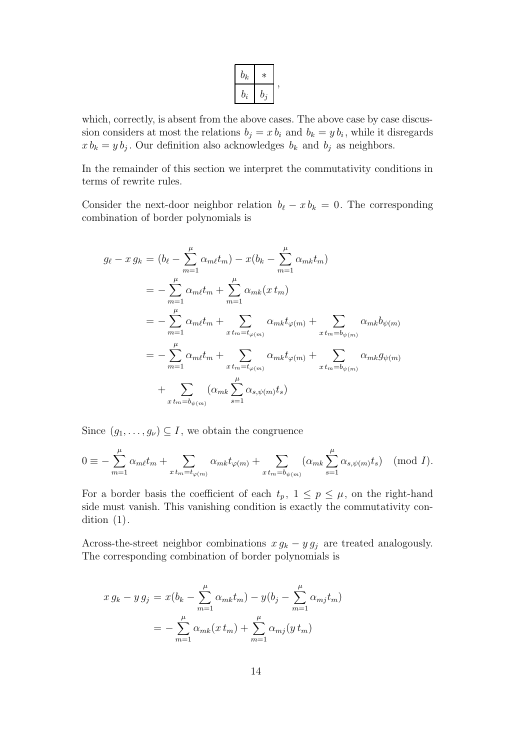| | |
|---|---|
| $b_k$ | $*$ |
| $b_i$ | $b_j$ |

,

which, correctly, is absent from the above cases. The above case by case discussion considers at most the relations $b_j = x\, b_i$ and $b_k = y\, b_i$, while it disregards $x\, b_k = y\, b_j$. Our definition also acknowledges $b_k$ and $b_j$ as neighbors.

In the remainder of this section we interpret the commutativity conditions in terms of rewrite rules.

Consider the next-door neighbor relation $b_\ell - x\, b_k = 0$. The corresponding combination of border polynomials is

$$
\begin{aligned}
g_\ell - x\, g_k &= (b_\ell - \sum_{m=1}^{\mu} \alpha_{m\ell} t_m) - x(b_k - \sum_{m=1}^{\mu} \alpha_{mk} t_m) \\
&= -\sum_{m=1}^{\mu} \alpha_{m\ell} t_m + \sum_{m=1}^{\mu} \alpha_{mk} (x\, t_m) \\
&= -\sum_{m=1}^{\mu} \alpha_{m\ell} t_m + \sum_{x\, t_m = t_{\varphi(m)}} \alpha_{mk} t_{\varphi(m)} + \sum_{x\, t_m = b_{\psi(m)}} \alpha_{mk} b_{\psi(m)} \\
&= -\sum_{m=1}^{\mu} \alpha_{m\ell} t_m + \sum_{x\, t_m = t_{\varphi(m)}} \alpha_{mk} t_{\varphi(m)} + \sum_{x\, t_m = b_{\psi(m)}} \alpha_{mk} g_{\psi(m)} \\
&\quad + \sum_{x\, t_m = b_{\psi(m)}} (\alpha_{mk} \sum_{s=1}^{\mu} \alpha_{s,\psi(m)} t_s)
\end{aligned}
$$

Since $(g_1, \ldots, g_\nu) \subseteq I$, we obtain the congruence

$$
0 \equiv -\sum_{m=1}^{\mu} \alpha_{m\ell} t_m + \sum_{x\, t_m = t_{\varphi(m)}} \alpha_{mk} t_{\varphi(m)} + \sum_{x\, t_m = b_{\psi(m)}} (\alpha_{mk} \sum_{s=1}^{\mu} \alpha_{s,\psi(m)} t_s) \pmod{I}.
$$

For a border basis the coefficient of each $t_p$, $1 \le p \le \mu$, on the right-hand side must vanish. This vanishing condition is exactly the commutativity condition (1).

Across-the-street neighbor combinations $x\, g_k - y\, g_j$ are treated analogously. The corresponding combination of border polynomials is

$$
\begin{aligned}
x\, g_k - y\, g_j &= x(b_k - \sum_{m=1}^{\mu} \alpha_{mk} t_m) - y(b_j - \sum_{m=1}^{\mu} \alpha_{mj} t_m) \\
&= -\sum_{m=1}^{\mu} \alpha_{mk} (x\, t_m) + \sum_{m=1}^{\mu} \alpha_{mj} (y\, t_m)
\end{aligned}
$$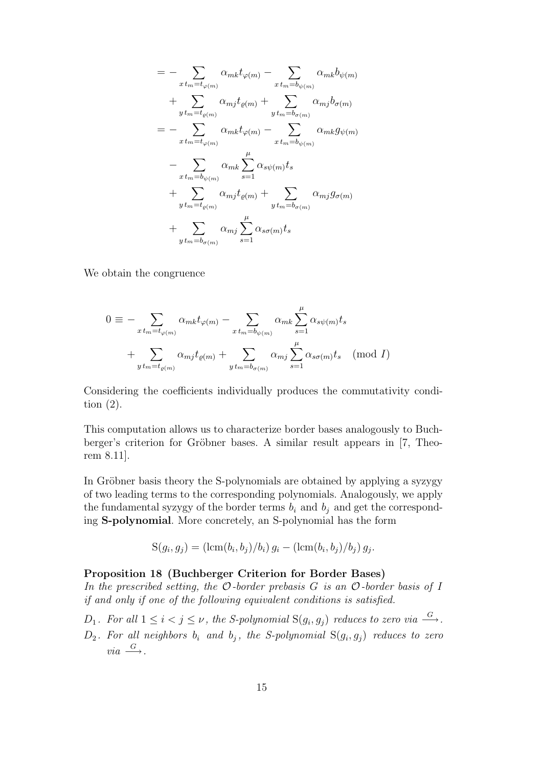$$
\begin{aligned}
&= -\sum_{x\,t_m = t_{\varphi(m)}} \alpha_{mk} t_{\varphi(m)} - \sum_{x\,t_m = b_{\psi(m)}} \alpha_{mk} b_{\psi(m)} \\
&\quad + \sum_{y\,t_m = t_{\varrho(m)}} \alpha_{mj} t_{\varrho(m)} + \sum_{y\,t_m = b_{\sigma(m)}} \alpha_{mj} b_{\sigma(m)} \\
&= -\sum_{x\,t_m = t_{\varphi(m)}} \alpha_{mk} t_{\varphi(m)} - \sum_{x\,t_m = b_{\psi(m)}} \alpha_{mk} g_{\psi(m)} \\
&\quad - \sum_{x\,t_m = b_{\psi(m)}} \alpha_{mk} \sum_{s=1}^{\mu} \alpha_{s\psi(m)} t_s \\
&\quad + \sum_{y\,t_m = t_{\varrho(m)}} \alpha_{mj} t_{\varrho(m)} + \sum_{y\,t_m = b_{\sigma(m)}} \alpha_{mj} g_{\sigma(m)} \\
&\quad + \sum_{y\,t_m = b_{\sigma(m)}} \alpha_{mj} \sum_{s=1}^{\mu} \alpha_{s\sigma(m)} t_s
\end{aligned}
$$

We obtain the congruence

$$
\begin{aligned}
0 \equiv &-\sum_{x\,t_m = t_{\varphi(m)}} \alpha_{mk} t_{\varphi(m)} - \sum_{x\,t_m = b_{\psi(m)}} \alpha_{mk} \sum_{s=1}^{\mu} \alpha_{s\psi(m)} t_s \\
&+ \sum_{y\,t_m = t_{\varrho(m)}} \alpha_{mj} t_{\varrho(m)} + \sum_{y\,t_m = b_{\sigma(m)}} \alpha_{mj} \sum_{s=1}^{\mu} \alpha_{s\sigma(m)} t_s \pmod{I}
\end{aligned}
$$

Considering the coefficients individually produces the commutativity condition (2).

This computation allows us to characterize border bases analogously to Buchberger's criterion for Gröbner bases. A similar result appears in [7, Theorem 8.11].

In Gröbner basis theory the S-polynomials are obtained by applying a syzygy of two leading terms to the corresponding polynomials. Analogously, we apply the fundamental syzygy of the border terms $b_i$ and $b_j$ and get the corresponding **S-polynomial**. More concretely, an S-polynomial has the form

$$
\mathrm{S}(g_i, g_j) = (\mathrm{lcm}(b_i, b_j)/b_i)\, g_i - (\mathrm{lcm}(b_i, b_j)/b_j)\, g_j.
$$

**Proposition 18 (Buchberger Criterion for Border Bases)**
*In the prescribed setting, the $\mathcal{O}$-border prebasis $G$ is an $\mathcal{O}$-border basis of $I$ if and only if one of the following equivalent conditions is satisfied.*

$D_1$. *For all $1 \leq i < j \leq \nu$, the S-polynomial $\mathrm{S}(g_i, g_j)$ reduces to zero via $\xrightarrow{G}$.*

$D_2$. *For all neighbors $b_i$ and $b_j$, the S-polynomial $\mathrm{S}(g_i, g_j)$ reduces to zero via $\xrightarrow{G}$.*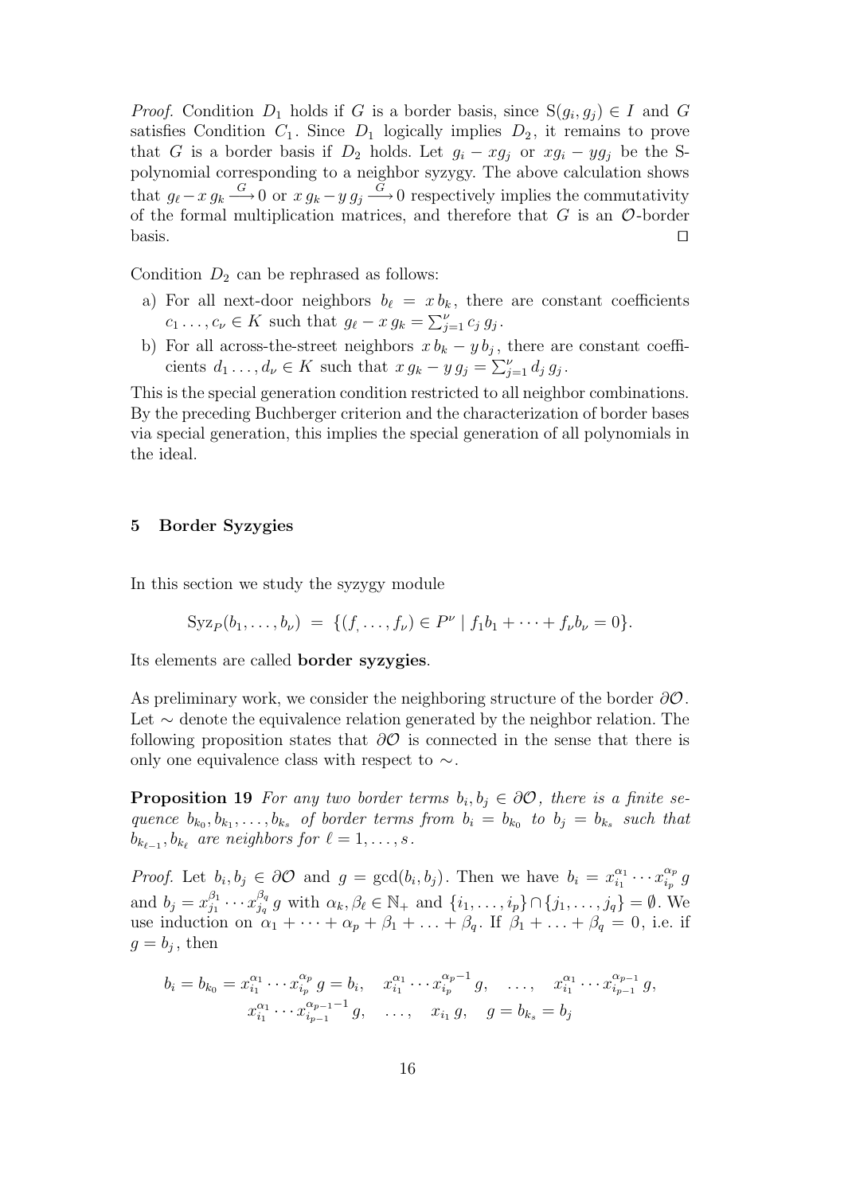*Proof.* Condition $D_1$ holds if $G$ is a border basis, since $\mathrm{S}(g_i, g_j) \in I$ and $G$ satisfies Condition $C_1$. Since $D_1$ logically implies $D_2$, it remains to prove that $G$ is a border basis if $D_2$ holds. Let $g_i - xg_j$ or $xg_i - yg_j$ be the S-polynomial corresponding to a neighbor syzygy. The above calculation shows that $g_\ell - x\,g_k \xrightarrow{G} 0$ or $x\,g_k - y\,g_j \xrightarrow{G} 0$ respectively implies the commutativity of the formal multiplication matrices, and therefore that $G$ is an $\mathcal{O}$-border basis. $\square$

Condition $D_2$ can be rephrased as follows:

a) For all next-door neighbors $b_\ell = x\,b_k$, there are constant coefficients $c_1 \ldots, c_\nu \in K$ such that $g_\ell - x\,g_k = \sum_{j=1}^{\nu} c_j\, g_j$.

b) For all across-the-street neighbors $x\,b_k - y\,b_j$, there are constant coefficients $d_1 \ldots, d_\nu \in K$ such that $x\,g_k - y\,g_j = \sum_{j=1}^{\nu} d_j\, g_j$.

This is the special generation condition restricted to all neighbor combinations. By the preceding Buchberger criterion and the characterization of border bases via special generation, this implies the special generation of all polynomials in the ideal.

## 5 Border Syzygies

In this section we study the syzygy module

$$\mathrm{Syz}_P(b_1, \ldots, b_\nu) \;=\; \{(f_, \ldots, f_\nu) \in P^\nu \mid f_1 b_1 + \cdots + f_\nu b_\nu = 0\}.$$

Its elements are called **border syzygies**.

As preliminary work, we consider the neighboring structure of the border $\partial\mathcal{O}$. Let $\sim$ denote the equivalence relation generated by the neighbor relation. The following proposition states that $\partial\mathcal{O}$ is connected in the sense that there is only one equivalence class with respect to $\sim$.

**Proposition 19** *For any two border terms $b_i, b_j \in \partial\mathcal{O}$, there is a finite sequence $b_{k_0}, b_{k_1}, \ldots, b_{k_s}$ of border terms from $b_i = b_{k_0}$ to $b_j = b_{k_s}$ such that $b_{k_{\ell-1}}, b_{k_\ell}$ are neighbors for $\ell = 1, \ldots, s$.*

*Proof.* Let $b_i, b_j \in \partial\mathcal{O}$ and $g = \gcd(b_i, b_j)$. Then we have $b_i = x_{i_1}^{\alpha_1} \cdots x_{i_p}^{\alpha_p}\, g$ and $b_j = x_{j_1}^{\beta_1} \cdots x_{j_q}^{\beta_q}\, g$ with $\alpha_k, \beta_\ell \in \mathbb{N}_+$ and $\{i_1, \ldots, i_p\} \cap \{j_1, \ldots, j_q\} = \emptyset$. We use induction on $\alpha_1 + \cdots + \alpha_p + \beta_1 + \ldots + \beta_q$. If $\beta_1 + \ldots + \beta_q = 0$, i.e. if $g = b_j$, then

$$b_i = b_{k_0} = x_{i_1}^{\alpha_1} \cdots x_{i_p}^{\alpha_p}\, g = b_i, \quad x_{i_1}^{\alpha_1} \cdots x_{i_p}^{\alpha_p - 1}\, g, \quad \ldots, \quad x_{i_1}^{\alpha_1} \cdots x_{i_{p-1}}^{\alpha_{p-1}}\, g,$$
$$x_{i_1}^{\alpha_1} \cdots x_{i_{p-1}}^{\alpha_{p-1}-1}\, g, \quad \ldots, \quad x_{i_1}\, g, \quad g = b_{k_s} = b_j$$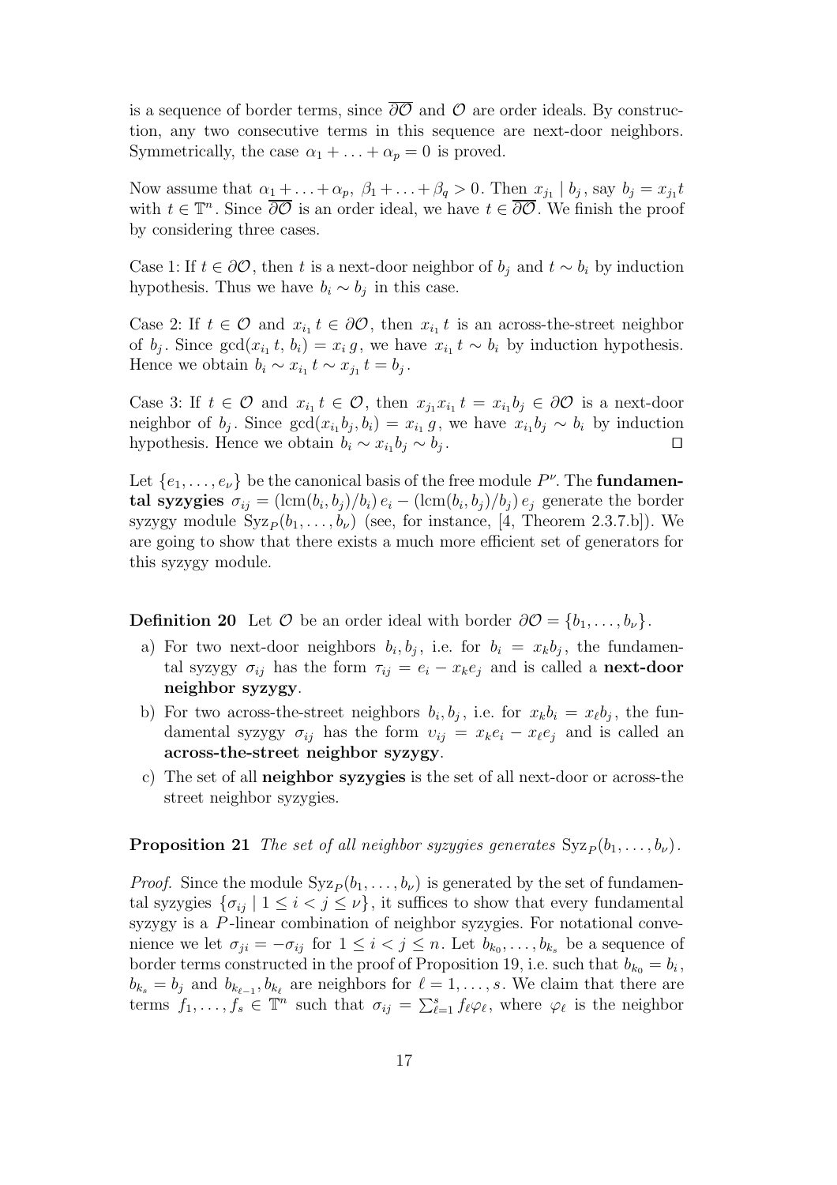is a sequence of border terms, since $\overline{\partial \mathcal{O}}$ and $\mathcal{O}$ are order ideals. By construction, any two consecutive terms in this sequence are next-door neighbors. Symmetrically, the case $\alpha_1 + \ldots + \alpha_p = 0$ is proved.

Now assume that $\alpha_1 + \ldots + \alpha_p,\ \beta_1 + \ldots + \beta_q > 0$. Then $x_{j_1} \mid b_j$, say $b_j = x_{j_1} t$ with $t \in \mathbb{T}^n$. Since $\overline{\partial \mathcal{O}}$ is an order ideal, we have $t \in \overline{\partial \mathcal{O}}$. We finish the proof by considering three cases.

Case 1: If $t \in \partial \mathcal{O}$, then $t$ is a next-door neighbor of $b_j$ and $t \sim b_i$ by induction hypothesis. Thus we have $b_i \sim b_j$ in this case.

Case 2: If $t \in \mathcal{O}$ and $x_{i_1} t \in \partial \mathcal{O}$, then $x_{i_1} t$ is an across-the-street neighbor of $b_j$. Since $\gcd(x_{i_1} t,\, b_i) = x_i\, g$, we have $x_{i_1} t \sim b_i$ by induction hypothesis. Hence we obtain $b_i \sim x_{i_1} t \sim x_{j_1} t = b_j$.

Case 3: If $t \in \mathcal{O}$ and $x_{i_1} t \in \mathcal{O}$, then $x_{j_1} x_{i_1} t = x_{i_1} b_j \in \partial \mathcal{O}$ is a next-door neighbor of $b_j$. Since $\gcd(x_{i_1} b_j, b_i) = x_{i_1}\, g$, we have $x_{i_1} b_j \sim b_i$ by induction hypothesis. Hence we obtain $b_i \sim x_{i_1} b_j \sim b_j$. $\square$

Let $\{e_1, \ldots, e_\nu\}$ be the canonical basis of the free module $P^\nu$. The **fundamental syzygies** $\sigma_{ij} = (\mathrm{lcm}(b_i, b_j)/b_i)\, e_i - (\mathrm{lcm}(b_i, b_j)/b_j)\, e_j$ generate the border syzygy module $\mathrm{Syz}_P(b_1, \ldots, b_\nu)$ (see, for instance, [4, Theorem 2.3.7.b]). We are going to show that there exists a much more efficient set of generators for this syzygy module.

**Definition 20** Let $\mathcal{O}$ be an order ideal with border $\partial \mathcal{O} = \{b_1, \ldots, b_\nu\}$.

a) For two next-door neighbors $b_i, b_j$, i.e. for $b_i = x_k b_j$, the fundamental syzygy $\sigma_{ij}$ has the form $\tau_{ij} = e_i - x_k e_j$ and is called a **next-door neighbor syzygy**.

b) For two across-the-street neighbors $b_i, b_j$, i.e. for $x_k b_i = x_\ell b_j$, the fundamental syzygy $\sigma_{ij}$ has the form $\upsilon_{ij} = x_k e_i - x_\ell e_j$ and is called an **across-the-street neighbor syzygy**.

c) The set of all **neighbor syzygies** is the set of all next-door or across-the street neighbor syzygies.

**Proposition 21** *The set of all neighbor syzygies generates* $\mathrm{Syz}_P(b_1, \ldots, b_\nu)$.

*Proof.* Since the module $\mathrm{Syz}_P(b_1, \ldots, b_\nu)$ is generated by the set of fundamental syzygies $\{\sigma_{ij} \mid 1 \le i < j \le \nu\}$, it suffices to show that every fundamental syzygy is a $P$-linear combination of neighbor syzygies. For notational convenience we let $\sigma_{ji} = -\sigma_{ij}$ for $1 \le i < j \le n$. Let $b_{k_0}, \ldots, b_{k_s}$ be a sequence of border terms constructed in the proof of Proposition 19, i.e. such that $b_{k_0} = b_i$, $b_{k_s} = b_j$ and $b_{k_{\ell-1}}, b_{k_\ell}$ are neighbors for $\ell = 1, \ldots, s$. We claim that there are terms $f_1, \ldots, f_s \in \mathbb{T}^n$ such that $\sigma_{ij} = \sum_{\ell=1}^{s} f_\ell \varphi_\ell$, where $\varphi_\ell$ is the neighbor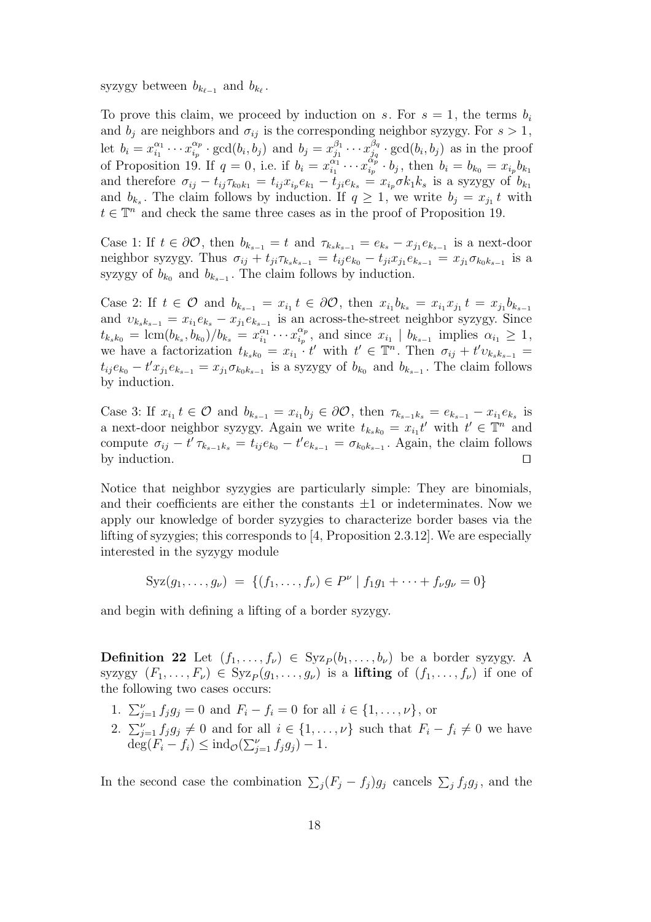syzygy between $b_{k_{\ell-1}}$ and $b_{k_\ell}$.

To prove this claim, we proceed by induction on $s$. For $s = 1$, the terms $b_i$ and $b_j$ are neighbors and $\sigma_{ij}$ is the corresponding neighbor syzygy. For $s > 1$, let $b_i = x_{i_1}^{\alpha_1} \cdots x_{i_p}^{\alpha_p} \cdot \gcd(b_i, b_j)$ and $b_j = x_{j_1}^{\beta_1} \cdots x_{j_q}^{\beta_q} \cdot \gcd(b_i, b_j)$ as in the proof of Proposition 19. If $q = 0$, i.e. if $b_i = x_{i_1}^{\alpha_1} \cdots x_{i_p}^{\alpha_p} \cdot b_j$, then $b_i = b_{k_0} = x_{i_p} b_{k_1}$ and therefore $\sigma_{ij} - t_{ij}\tau_{k_0k_1} = t_{ij}x_{i_p}e_{k_1} - t_{ji}e_{k_s} = x_{i_p}\sigma k_1 k_s$ is a syzygy of $b_{k_1}$ and $b_{k_s}$. The claim follows by induction. If $q \geq 1$, we write $b_j = x_{j_1}\, t$ with $t \in \mathbb{T}^n$ and check the same three cases as in the proof of Proposition 19.

Case 1: If $t \in \partial\mathcal{O}$, then $b_{k_{s-1}} = t$ and $\tau_{k_sk_{s-1}} = e_{k_s} - x_{j_1}e_{k_{s-1}}$ is a next-door neighbor syzygy. Thus $\sigma_{ij} + t_{ji}\tau_{k_sk_{s-1}} = t_{ij}e_{k_0} - t_{ji}x_{j_1}e_{k_{s-1}} = x_{j_1}\sigma_{k_0k_{s-1}}$ is a syzygy of $b_{k_0}$ and $b_{k_{s-1}}$. The claim follows by induction.

Case 2: If $t \in \mathcal{O}$ and $b_{k_{s-1}} = x_{i_1}\, t \in \partial\mathcal{O}$, then $x_{i_1}b_{k_s} = x_{i_1}x_{j_1}\, t = x_{j_1}b_{k_{s-1}}$ and $\upsilon_{k_sk_{s-1}} = x_{i_1}e_{k_s} - x_{j_1}e_{k_{s-1}}$ is an across-the-street neighbor syzygy. Since $t_{k_sk_0} = \operatorname{lcm}(b_{k_s}, b_{k_0})/b_{k_s} = x_{i_1}^{\alpha_1} \cdots x_{i_p}^{\alpha_p}$, and since $x_{i_1} \mid b_{k_{s-1}}$ implies $\alpha_{i_1} \geq 1$, we have a factorization $t_{k_sk_0} = x_{i_1} \cdot t'$ with $t' \in \mathbb{T}^n$. Then $\sigma_{ij} + t'\upsilon_{k_sk_{s-1}} = t_{ij}e_{k_0} - t'x_{j_1}e_{k_{s-1}} = x_{j_1}\sigma_{k_0k_{s-1}}$ is a syzygy of $b_{k_0}$ and $b_{k_{s-1}}$. The claim follows by induction.

Case 3: If $x_{i_1}\, t \in \mathcal{O}$ and $b_{k_{s-1}} = x_{i_1}b_j \in \partial\mathcal{O}$, then $\tau_{k_{s-1}k_s} = e_{k_{s-1}} - x_{i_1}e_{k_s}$ is a next-door neighbor syzygy. Again we write $t_{k_sk_0} = x_{i_1}t'$ with $t' \in \mathbb{T}^n$ and compute $\sigma_{ij} - t'\,\tau_{k_{s-1}k_s} = t_{ij}e_{k_0} - t'e_{k_{s-1}} = \sigma_{k_0k_{s-1}}$. Again, the claim follows by induction. $\square$

Notice that neighbor syzygies are particularly simple: They are binomials, and their coefficients are either the constants $\pm 1$ or indeterminates. Now we apply our knowledge of border syzygies to characterize border bases via the lifting of syzygies; this corresponds to [4, Proposition 2.3.12]. We are especially interested in the syzygy module

$$\operatorname{Syz}(g_1, \ldots, g_\nu) \;=\; \{(f_1, \ldots, f_\nu) \in P^\nu \mid f_1g_1 + \cdots + f_\nu g_\nu = 0\}$$

and begin with defining a lifting of a border syzygy.

**Definition 22** Let $(f_1, \ldots, f_\nu) \in \operatorname{Syz}_P(b_1, \ldots, b_\nu)$ be a border syzygy. A syzygy $(F_1, \ldots, F_\nu) \in \operatorname{Syz}_P(g_1, \ldots, g_\nu)$ is a **lifting** of $(f_1, \ldots, f_\nu)$ if one of the following two cases occurs:

1. $\sum_{j=1}^{\nu} f_jg_j = 0$ and $F_i - f_i = 0$ for all $i \in \{1, \ldots, \nu\}$, or
2. $\sum_{j=1}^{\nu} f_jg_j \neq 0$ and for all $i \in \{1, \ldots, \nu\}$ such that $F_i - f_i \neq 0$ we have $\deg(F_i - f_i) \leq \operatorname{ind}_{\mathcal{O}}(\sum_{j=1}^{\nu} f_jg_j) - 1$.

In the second case the combination $\sum_j (F_j - f_j)g_j$ cancels $\sum_j f_jg_j$, and the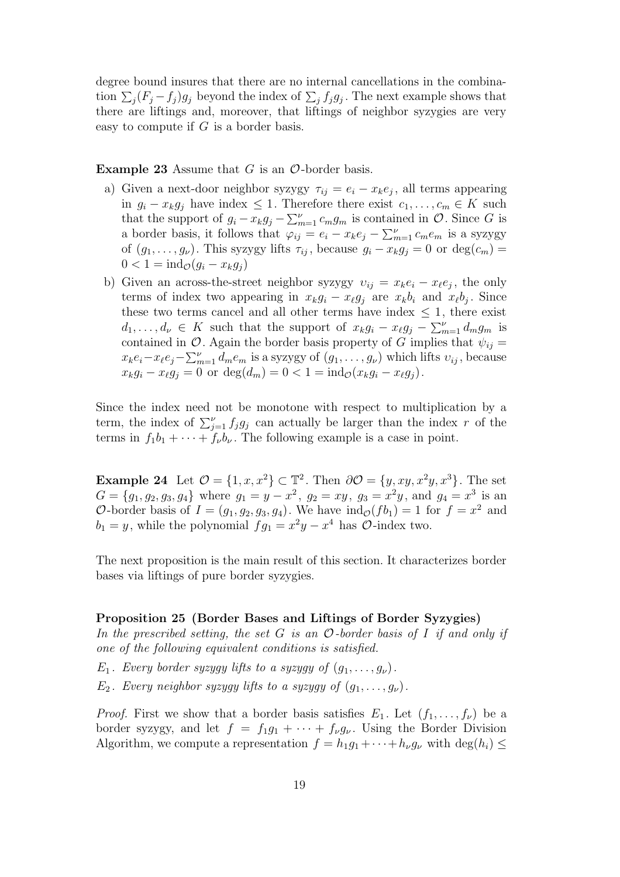degree bound insures that there are no internal cancellations in the combination $\sum_j (F_j - f_j) g_j$ beyond the index of $\sum_j f_j g_j$. The next example shows that there are liftings and, moreover, that liftings of neighbor syzygies are very easy to compute if $G$ is a border basis.

**Example 23** Assume that $G$ is an $\mathcal{O}$-border basis.

a) Given a next-door neighbor syzygy $\tau_{ij} = e_i - x_k e_j$, all terms appearing in $g_i - x_k g_j$ have index $\leq 1$. Therefore there exist $c_1, \ldots, c_m \in K$ such that the support of $g_i - x_k g_j - \sum_{m=1}^{\nu} c_m g_m$ is contained in $\mathcal{O}$. Since $G$ is a border basis, it follows that $\varphi_{ij} = e_i - x_k e_j - \sum_{m=1}^{\nu} c_m e_m$ is a syzygy of $(g_1, \ldots, g_\nu)$. This syzygy lifts $\tau_{ij}$, because $g_i - x_k g_j = 0$ or $\deg(c_m) = 0 < 1 = \operatorname{ind}_{\mathcal{O}}(g_i - x_k g_j)$

b) Given an across-the-street neighbor syzygy $\upsilon_{ij} = x_k e_i - x_\ell e_j$, the only terms of index two appearing in $x_k g_i - x_\ell g_j$ are $x_k b_i$ and $x_\ell b_j$. Since these two terms cancel and all other terms have index $\leq 1$, there exist $d_1, \ldots, d_\nu \in K$ such that the support of $x_k g_i - x_\ell g_j - \sum_{m=1}^{\nu} d_m g_m$ is contained in $\mathcal{O}$. Again the border basis property of $G$ implies that $\psi_{ij} = x_k e_i - x_\ell e_j - \sum_{m=1}^{\nu} d_m e_m$ is a syzygy of $(g_1, \ldots, g_\nu)$ which lifts $\upsilon_{ij}$, because $x_k g_i - x_\ell g_j = 0$ or $\deg(d_m) = 0 < 1 = \operatorname{ind}_{\mathcal{O}}(x_k g_i - x_\ell g_j)$.

Since the index need not be monotone with respect to multiplication by a term, the index of $\sum_{j=1}^{\nu} f_j g_j$ can actually be larger than the index $r$ of the terms in $f_1 b_1 + \cdots + f_\nu b_\nu$. The following example is a case in point.

**Example 24** Let $\mathcal{O} = \{1, x, x^2\} \subset \mathbb{T}^2$. Then $\partial\mathcal{O} = \{y, xy, x^2y, x^3\}$. The set $G = \{g_1, g_2, g_3, g_4\}$ where $g_1 = y - x^2$, $g_2 = xy$, $g_3 = x^2 y$, and $g_4 = x^3$ is an $\mathcal{O}$-border basis of $I = (g_1, g_2, g_3, g_4)$. We have $\operatorname{ind}_{\mathcal{O}}(f b_1) = 1$ for $f = x^2$ and $b_1 = y$, while the polynomial $f g_1 = x^2 y - x^4$ has $\mathcal{O}$-index two.

The next proposition is the main result of this section. It characterizes border bases via liftings of pure border syzygies.

**Proposition 25 (Border Bases and Liftings of Border Syzygies)**
*In the prescribed setting, the set $G$ is an $\mathcal{O}$-border basis of $I$ if and only if one of the following equivalent conditions is satisfied.*

$E_1$. *Every border syzygy lifts to a syzygy of $(g_1, \ldots, g_\nu)$.*

$E_2$. *Every neighbor syzygy lifts to a syzygy of $(g_1, \ldots, g_\nu)$.*

*Proof.* First we show that a border basis satisfies $E_1$. Let $(f_1, \ldots, f_\nu)$ be a border syzygy, and let $f = f_1 g_1 + \cdots + f_\nu g_\nu$. Using the Border Division Algorithm, we compute a representation $f = h_1 g_1 + \cdots + h_\nu g_\nu$ with $\deg(h_i) \leq$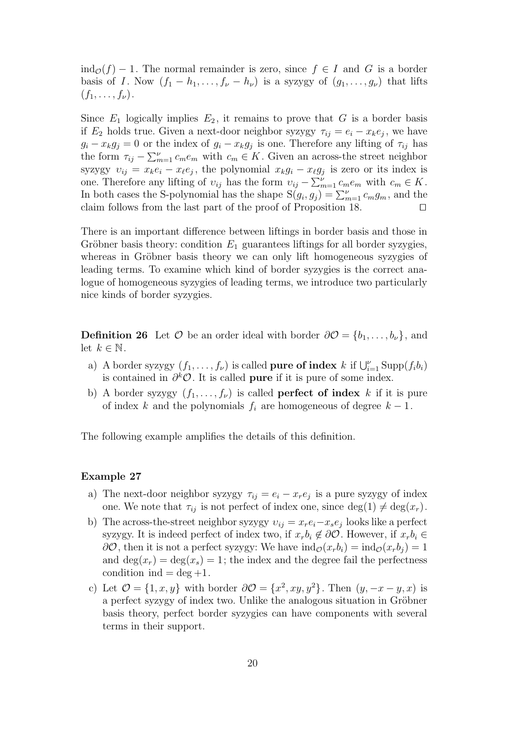$\operatorname{ind}_{\mathcal{O}}(f) - 1$. The normal remainder is zero, since $f \in I$ and $G$ is a border basis of $I$. Now $(f_1 - h_1, \ldots, f_\nu - h_\nu)$ is a syzygy of $(g_1, \ldots, g_\nu)$ that lifts $(f_1, \ldots, f_\nu)$.

Since $E_1$ logically implies $E_2$, it remains to prove that $G$ is a border basis if $E_2$ holds true. Given a next-door neighbor syzygy $\tau_{ij} = e_i - x_k e_j$, we have $g_i - x_k g_j = 0$ or the index of $g_i - x_k g_j$ is one. Therefore any lifting of $\tau_{ij}$ has the form $\tau_{ij} - \sum_{m=1}^{\nu} c_m e_m$ with $c_m \in K$. Given an across-the street neighbor syzygy $\upsilon_{ij} = x_k e_i - x_\ell e_j$, the polynomial $x_k g_i - x_\ell g_j$ is zero or its index is one. Therefore any lifting of $\upsilon_{ij}$ has the form $\upsilon_{ij} - \sum_{m=1}^{\nu} c_m e_m$ with $c_m \in K$. In both cases the S-polynomial has the shape $\mathrm{S}(g_i, g_j) = \sum_{m=1}^{\nu} c_m g_m$, and the claim follows from the last part of the proof of Proposition 18. $\square$

There is an important difference between liftings in border basis and those in Gröbner basis theory: condition $E_1$ guarantees liftings for all border syzygies, whereas in Gröbner basis theory we can only lift homogeneous syzygies of leading terms. To examine which kind of border syzygies is the correct analogue of homogeneous syzygies of leading terms, we introduce two particularly nice kinds of border syzygies.

**Definition 26** Let $\mathcal{O}$ be an order ideal with border $\partial\mathcal{O} = \{b_1, \ldots, b_\nu\}$, and let $k \in \mathbb{N}$.

a) A border syzygy $(f_1, \ldots, f_\nu)$ is called **pure of index** $k$ if $\bigcup_{i=1}^{\nu} \operatorname{Supp}(f_i b_i)$ is contained in $\partial^k\mathcal{O}$. It is called **pure** if it is pure of some index.

b) A border syzygy $(f_1, \ldots, f_\nu)$ is called **perfect of index** $k$ if it is pure of index $k$ and the polynomials $f_i$ are homogeneous of degree $k-1$.

The following example amplifies the details of this definition.

**Example 27**

a) The next-door neighbor syzygy $\tau_{ij} = e_i - x_r e_j$ is a pure syzygy of index one. We note that $\tau_{ij}$ is not perfect of index one, since $\deg(1) \neq \deg(x_r)$.

b) The across-the-street neighbor syzygy $\upsilon_{ij} = x_r e_i - x_s e_j$ looks like a perfect syzygy. It is indeed perfect of index two, if $x_r b_i \notin \partial\mathcal{O}$. However, if $x_r b_i \in \partial\mathcal{O}$, then it is not a perfect syzygy: We have $\operatorname{ind}_{\mathcal{O}}(x_r b_i) = \operatorname{ind}_{\mathcal{O}}(x_r b_j) = 1$ and $\deg(x_r) = \deg(x_s) = 1$; the index and the degree fail the perfectness condition $\operatorname{ind} = \deg + 1$.

c) Let $\mathcal{O} = \{1, x, y\}$ with border $\partial\mathcal{O} = \{x^2, xy, y^2\}$. Then $(y, -x-y, x)$ is a perfect syzygy of index two. Unlike the analogous situation in Gröbner basis theory, perfect border syzygies can have components with several terms in their support.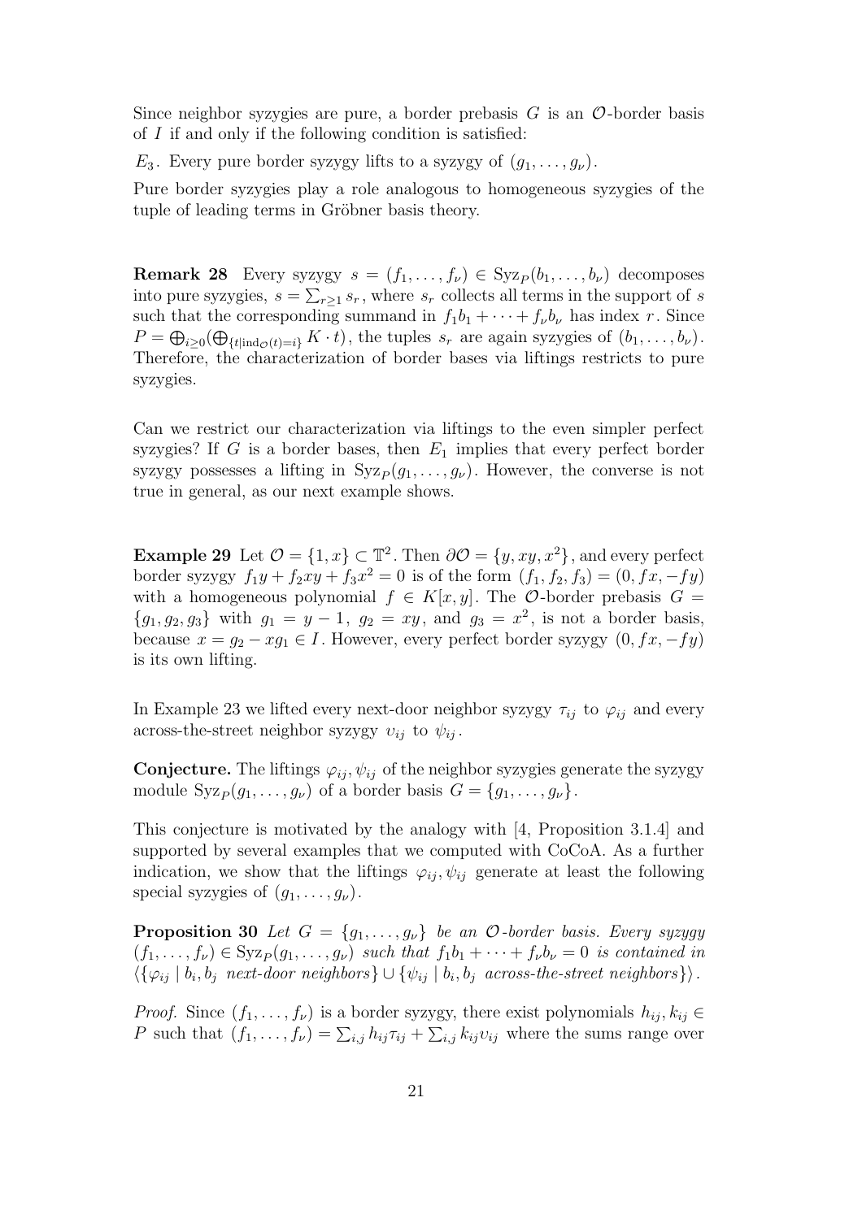Since neighbor syzygies are pure, a border prebasis $G$ is an $\mathcal{O}$-border basis of $I$ if and only if the following condition is satisfied:

$E_3$. Every pure border syzygy lifts to a syzygy of $(g_1, \ldots, g_\nu)$.

Pure border syzygies play a role analogous to homogeneous syzygies of the tuple of leading terms in Gröbner basis theory.

**Remark 28** Every syzygy $s = (f_1, \ldots, f_\nu) \in \operatorname{Syz}_P(b_1, \ldots, b_\nu)$ decomposes into pure syzygies, $s = \sum_{r \geq 1} s_r$, where $s_r$ collects all terms in the support of $s$ such that the corresponding summand in $f_1 b_1 + \cdots + f_\nu b_\nu$ has index $r$. Since $P = \bigoplus_{i \geq 0} (\bigoplus_{\{t \mid \operatorname{ind}_{\mathcal{O}}(t) = i\}} K \cdot t)$, the tuples $s_r$ are again syzygies of $(b_1, \ldots, b_\nu)$. Therefore, the characterization of border bases via liftings restricts to pure syzygies.

Can we restrict our characterization via liftings to the even simpler perfect syzygies? If $G$ is a border bases, then $E_1$ implies that every perfect border syzygy possesses a lifting in $\operatorname{Syz}_P(g_1, \ldots, g_\nu)$. However, the converse is not true in general, as our next example shows.

**Example 29** Let $\mathcal{O} = \{1, x\} \subset \mathbb{T}^2$. Then $\partial\mathcal{O} = \{y, xy, x^2\}$, and every perfect border syzygy $f_1 y + f_2 xy + f_3 x^2 = 0$ is of the form $(f_1, f_2, f_3) = (0, fx, -fy)$ with a homogeneous polynomial $f \in K[x, y]$. The $\mathcal{O}$-border prebasis $G = \{g_1, g_2, g_3\}$ with $g_1 = y - 1$, $g_2 = xy$, and $g_3 = x^2$, is not a border basis, because $x = g_2 - x g_1 \in I$. However, every perfect border syzygy $(0, fx, -fy)$ is its own lifting.

In Example 23 we lifted every next-door neighbor syzygy $\tau_{ij}$ to $\varphi_{ij}$ and every across-the-street neighbor syzygy $\upsilon_{ij}$ to $\psi_{ij}$.

**Conjecture.** The liftings $\varphi_{ij}, \psi_{ij}$ of the neighbor syzygies generate the syzygy module $\operatorname{Syz}_P(g_1, \ldots, g_\nu)$ of a border basis $G = \{g_1, \ldots, g_\nu\}$.

This conjecture is motivated by the analogy with [4, Proposition 3.1.4] and supported by several examples that we computed with CoCoA. As a further indication, we show that the liftings $\varphi_{ij}, \psi_{ij}$ generate at least the following special syzygies of $(g_1, \ldots, g_\nu)$.

**Proposition 30** *Let $G = \{g_1, \ldots, g_\nu\}$ be an $\mathcal{O}$-border basis. Every syzygy $(f_1, \ldots, f_\nu) \in \operatorname{Syz}_P(g_1, \ldots, g_\nu)$ such that $f_1 b_1 + \cdots + f_\nu b_\nu = 0$ is contained in $\langle \{\varphi_{ij} \mid b_i, b_j$ next-door neighbors$\} \cup \{\psi_{ij} \mid b_i, b_j$ across-the-street neighbors$\} \rangle$.*

*Proof.* Since $(f_1, \ldots, f_\nu)$ is a border syzygy, there exist polynomials $h_{ij}, k_{ij} \in P$ such that $(f_1, \ldots, f_\nu) = \sum_{i,j} h_{ij} \tau_{ij} + \sum_{i,j} k_{ij} \upsilon_{ij}$ where the sums range over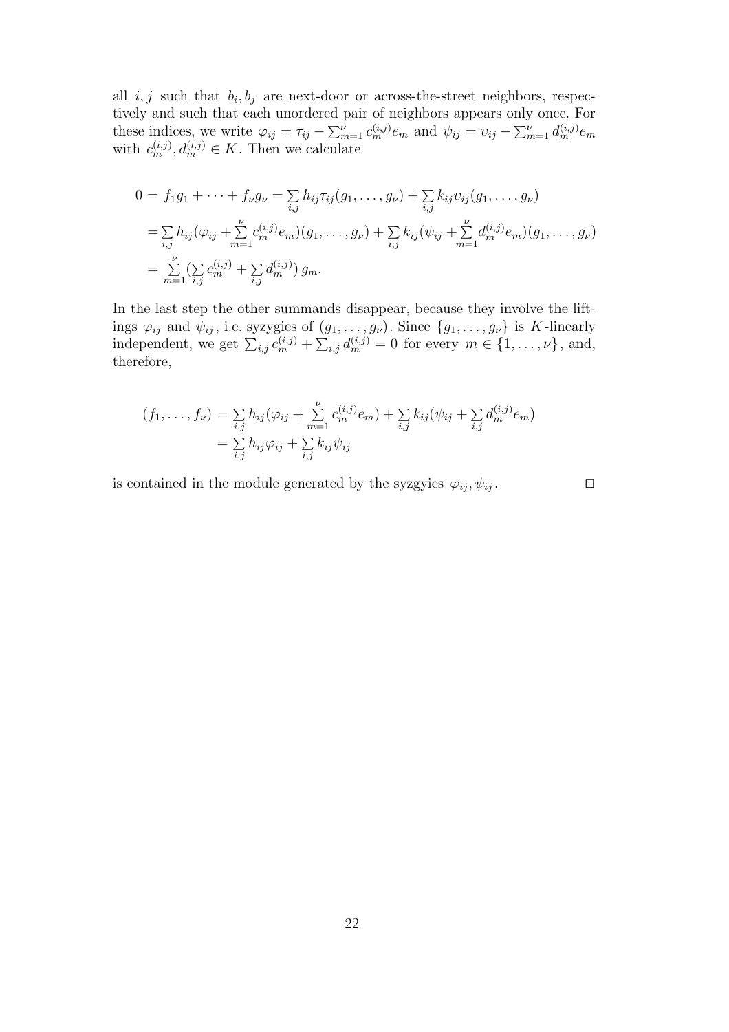all $i, j$ such that $b_i, b_j$ are next-door or across-the-street neighbors, respectively and such that each unordered pair of neighbors appears only once. For these indices, we write $\varphi_{ij} = \tau_{ij} - \sum_{m=1}^{\nu} c_m^{(i,j)} e_m$ and $\psi_{ij} = \upsilon_{ij} - \sum_{m=1}^{\nu} d_m^{(i,j)} e_m$ with $c_m^{(i,j)}, d_m^{(i,j)} \in K$. Then we calculate

$$
\begin{aligned}
0 &= f_1 g_1 + \cdots + f_\nu g_\nu = \sum_{i,j} h_{ij} \tau_{ij}(g_1, \ldots, g_\nu) + \sum_{i,j} k_{ij} \upsilon_{ij}(g_1, \ldots, g_\nu) \\
&= \sum_{i,j} h_{ij} (\varphi_{ij} + \sum_{m=1}^{\nu} c_m^{(i,j)} e_m)(g_1, \ldots, g_\nu) + \sum_{i,j} k_{ij} (\psi_{ij} + \sum_{m=1}^{\nu} d_m^{(i,j)} e_m)(g_1, \ldots, g_\nu) \\
&= \sum_{m=1}^{\nu} (\sum_{i,j} c_m^{(i,j)} + \sum_{i,j} d_m^{(i,j)})\, g_m.
\end{aligned}
$$

In the last step the other summands disappear, because they involve the liftings $\varphi_{ij}$ and $\psi_{ij}$, i.e. syzygies of $(g_1, \ldots, g_\nu)$. Since $\{g_1, \ldots, g_\nu\}$ is $K$-linearly independent, we get $\sum_{i,j} c_m^{(i,j)} + \sum_{i,j} d_m^{(i,j)} = 0$ for every $m \in \{1, \ldots, \nu\}$, and, therefore,

$$
\begin{aligned}
(f_1, \ldots, f_\nu) &= \sum_{i,j} h_{ij} (\varphi_{ij} + \sum_{m=1}^{\nu} c_m^{(i,j)} e_m) + \sum_{i,j} k_{ij} (\psi_{ij} + \sum_{i,j} d_m^{(i,j)} e_m) \\
&= \sum_{i,j} h_{ij} \varphi_{ij} + \sum_{i,j} k_{ij} \psi_{ij}
\end{aligned}
$$

is contained in the module generated by the syzgyies $\varphi_{ij}, \psi_{ij}$. $\square$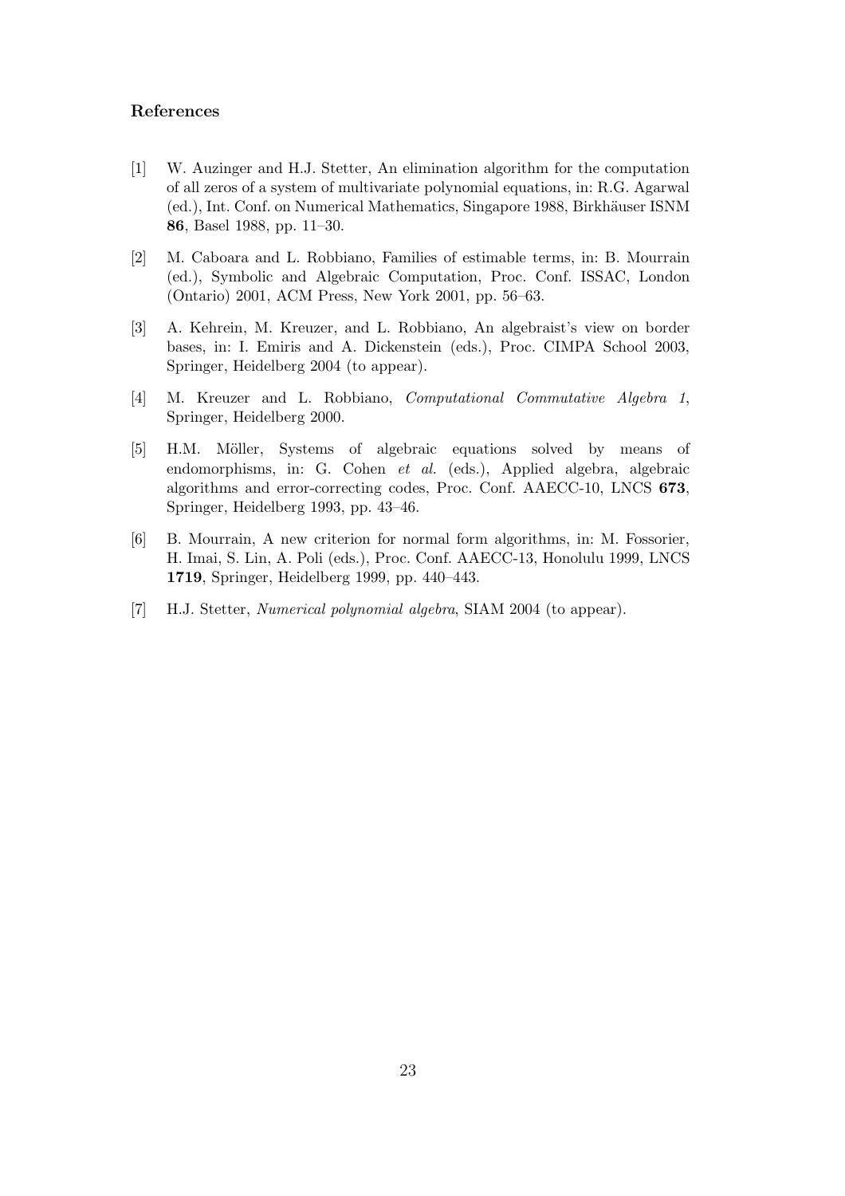## References

[1] W. Auzinger and H.J. Stetter, An elimination algorithm for the computation of all zeros of a system of multivariate polynomial equations, in: R.G. Agarwal (ed.), Int. Conf. on Numerical Mathematics, Singapore 1988, Birkhäuser ISNM **86**, Basel 1988, pp. 11–30.

[2] M. Caboara and L. Robbiano, Families of estimable terms, in: B. Mourrain (ed.), Symbolic and Algebraic Computation, Proc. Conf. ISSAC, London (Ontario) 2001, ACM Press, New York 2001, pp. 56–63.

[3] A. Kehrein, M. Kreuzer, and L. Robbiano, An algebraist's view on border bases, in: I. Emiris and A. Dickenstein (eds.), Proc. CIMPA School 2003, Springer, Heidelberg 2004 (to appear).

[4] M. Kreuzer and L. Robbiano, *Computational Commutative Algebra 1*, Springer, Heidelberg 2000.

[5] H.M. Möller, Systems of algebraic equations solved by means of endomorphisms, in: G. Cohen *et al.* (eds.), Applied algebra, algebraic algorithms and error-correcting codes, Proc. Conf. AAECC-10, LNCS **673**, Springer, Heidelberg 1993, pp. 43–46.

[6] B. Mourrain, A new criterion for normal form algorithms, in: M. Fossorier, H. Imai, S. Lin, A. Poli (eds.), Proc. Conf. AAECC-13, Honolulu 1999, LNCS **1719**, Springer, Heidelberg 1999, pp. 440–443.

[7] H.J. Stetter, *Numerical polynomial algebra*, SIAM 2004 (to appear).